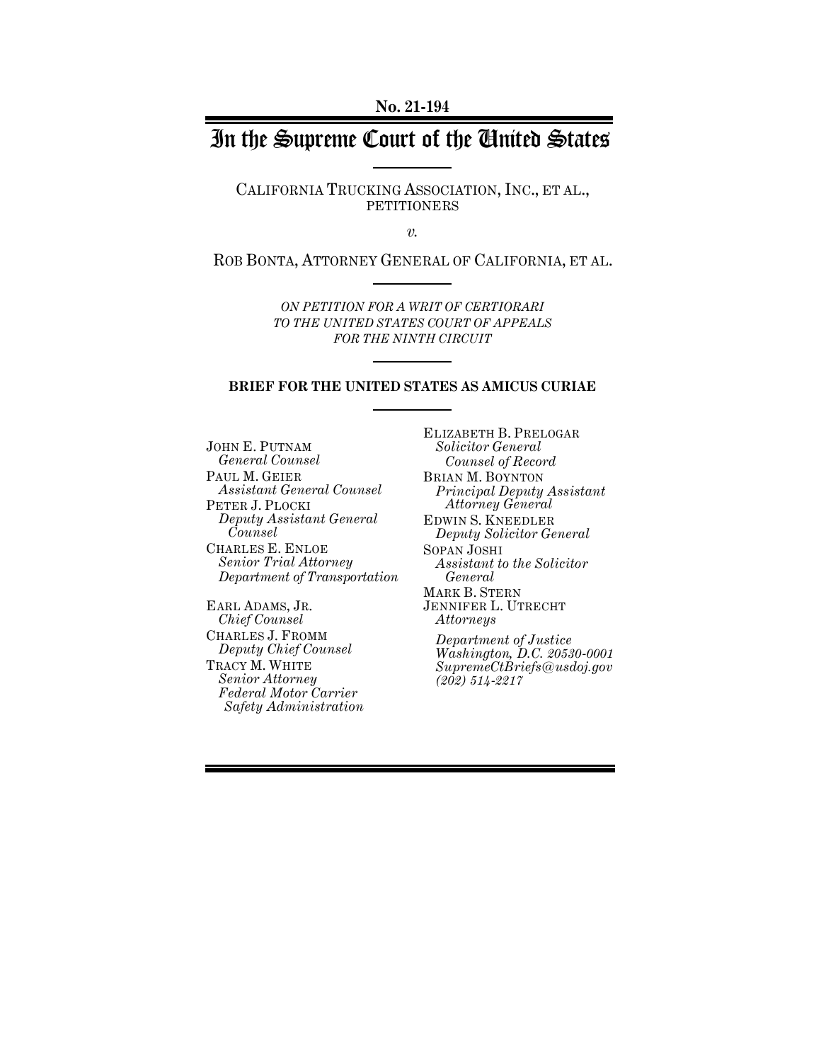**No. 21-194**

# In the Supreme Court of the United States

CALIFORNIA TRUCKING ASSOCIATION, INC., ET AL., PETITIONERS

*v.*

ROB BONTA, ATTORNEY GENERAL OF CALIFORNIA, ET AL.

*ON PETITION FOR A WRIT OF CERTIORARI TO THE UNITED STATES COURT OF APPEALS FOR THE NINTH CIRCUIT*

**BRIEF FOR THE UNITED STATES AS AMICUS CURIAE**

JOHN E. PUTNAM
*General Counsel*
PAUL M. GEIER
*Assistant General Counsel*
PETER J. PLOCKI
*Deputy Assistant General Counsel*
CHARLES E. ENLOE
*Senior Trial Attorney*
*Department of Transportation*

EARL ADAMS, JR.
*Chief Counsel*
CHARLES J. FROMM
*Deputy Chief Counsel*
TRACY M. WHITE
*Senior Attorney*
*Federal Motor Carrier Safety Administration*

ELIZABETH B. PRELOGAR
*Solicitor General*
*Counsel of Record*
BRIAN M. BOYNTON
*Principal Deputy Assistant Attorney General*
EDWIN S. KNEEDLER
*Deputy Solicitor General*
SOPAN JOSHI
*Assistant to the Solicitor General*
MARK B. STERN
JENNIFER L. UTRECHT
*Attorneys*

*Department of Justice*
*Washington, D.C. 20530-0001*
*SupremeCtBriefs@usdoj.gov*
*(202) 514-2217*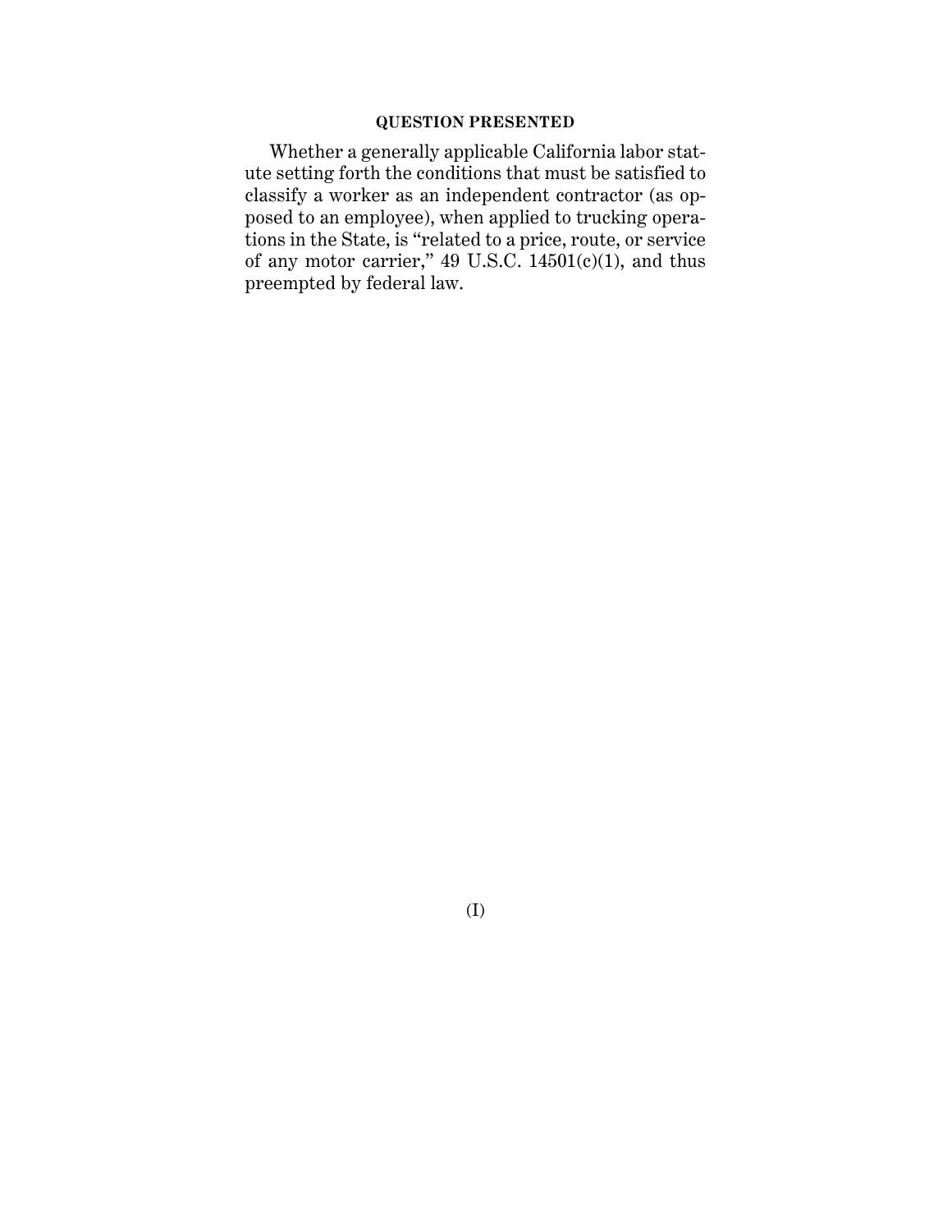## QUESTION PRESENTED

Whether a generally applicable California labor statute setting forth the conditions that must be satisfied to classify a worker as an independent contractor (as opposed to an employee), when applied to trucking operations in the State, is "related to a price, route, or service of any motor carrier," 49 U.S.C. 14501(c)(1), and thus preempted by federal law.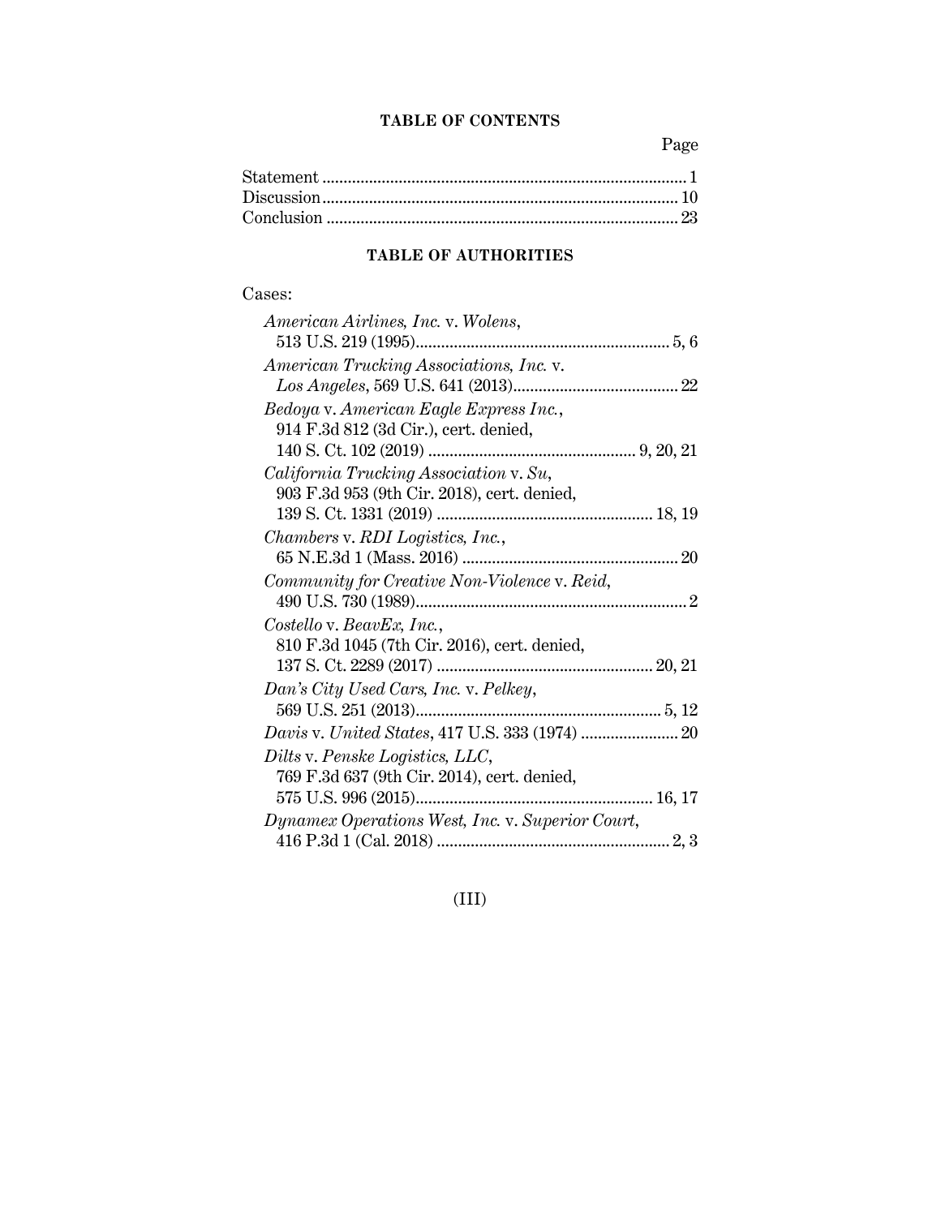## TABLE OF CONTENTS

| | Page |
|---|---|
| Statement | 1 |
| Discussion | 10 |
| Conclusion | 23 |

## TABLE OF AUTHORITIES

Cases:

*American Airlines, Inc.* v. *Wolens*, 513 U.S. 219 (1995) ... 5, 6

*American Trucking Associations, Inc.* v. *Los Angeles*, 569 U.S. 641 (2013) ... 22

*Bedoya* v. *American Eagle Express Inc.*, 914 F.3d 812 (3d Cir.), cert. denied, 140 S. Ct. 102 (2019) ... 9, 20, 21

*California Trucking Association* v. *Su*, 903 F.3d 953 (9th Cir. 2018), cert. denied, 139 S. Ct. 1331 (2019) ... 18, 19

*Chambers* v. *RDI Logistics, Inc.*, 65 N.E.3d 1 (Mass. 2016) ... 20

*Community for Creative Non-Violence* v. *Reid*, 490 U.S. 730 (1989) ... 2

*Costello* v. *BeavEx, Inc.*, 810 F.3d 1045 (7th Cir. 2016), cert. denied, 137 S. Ct. 2289 (2017) ... 20, 21

*Dan's City Used Cars, Inc.* v. *Pelkey*, 569 U.S. 251 (2013) ... 5, 12

*Davis* v. *United States*, 417 U.S. 333 (1974) ... 20

*Dilts* v. *Penske Logistics, LLC*, 769 F.3d 637 (9th Cir. 2014), cert. denied, 575 U.S. 996 (2015) ... 16, 17

*Dynamex Operations West, Inc.* v. *Superior Court*, 416 P.3d 1 (Cal. 2018) ... 2, 3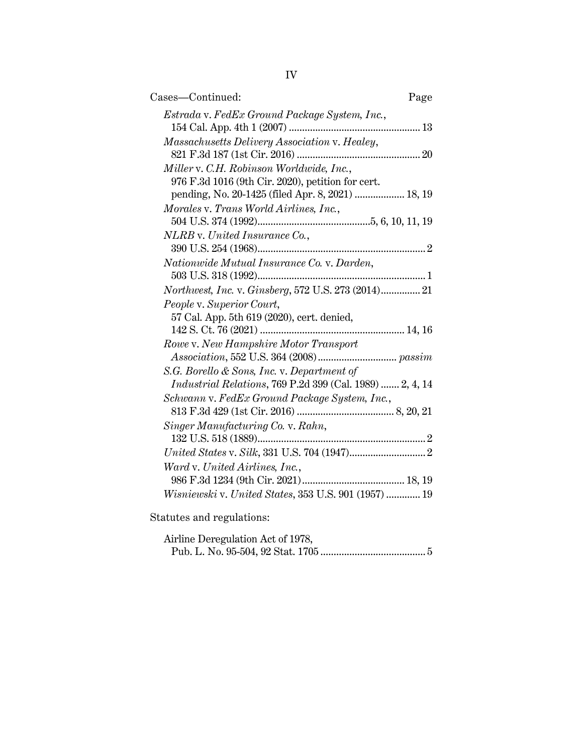Cases—Continued: Page

*Estrada* v. *FedEx Ground Package System, Inc.*, 154 Cal. App. 4th 1 (2007) ........ 13

*Massachusetts Delivery Association* v. *Healey*, 821 F.3d 187 (1st Cir. 2016) ........ 20

*Miller* v. *C.H. Robinson Worldwide, Inc.*, 976 F.3d 1016 (9th Cir. 2020), petition for cert. pending, No. 20-1425 (filed Apr. 8, 2021) ........ 18, 19

*Morales* v. *Trans World Airlines, Inc.*, 504 U.S. 374 (1992) ........ 5, 6, 10, 11, 19

*NLRB* v. *United Insurance Co.*, 390 U.S. 254 (1968) ........ 2

*Nationwide Mutual Insurance Co.* v. *Darden*, 503 U.S. 318 (1992) ........ 1

*Northwest, Inc.* v. *Ginsberg*, 572 U.S. 273 (2014) ........ 21

*People* v. *Superior Court*, 57 Cal. App. 5th 619 (2020), cert. denied, 142 S. Ct. 76 (2021) ........ 14, 16

*Rowe* v. *New Hampshire Motor Transport Association*, 552 U.S. 364 (2008) ........ *passim*

*S.G. Borello & Sons, Inc.* v. *Department of Industrial Relations*, 769 P.2d 399 (Cal. 1989) ........ 2, 4, 14

*Schwann* v. *FedEx Ground Package System, Inc.*, 813 F.3d 429 (1st Cir. 2016) ........ 8, 20, 21

*Singer Manufacturing Co.* v. *Rahn*, 132 U.S. 518 (1889) ........ 2

*United States* v. *Silk*, 331 U.S. 704 (1947) ........ 2

*Ward* v. *United Airlines, Inc.*, 986 F.3d 1234 (9th Cir. 2021) ........ 18, 19

*Wisniewski* v. *United States*, 353 U.S. 901 (1957) ........ 19

Statutes and regulations:

Airline Deregulation Act of 1978, Pub. L. No. 95-504, 92 Stat. 1705 ........ 5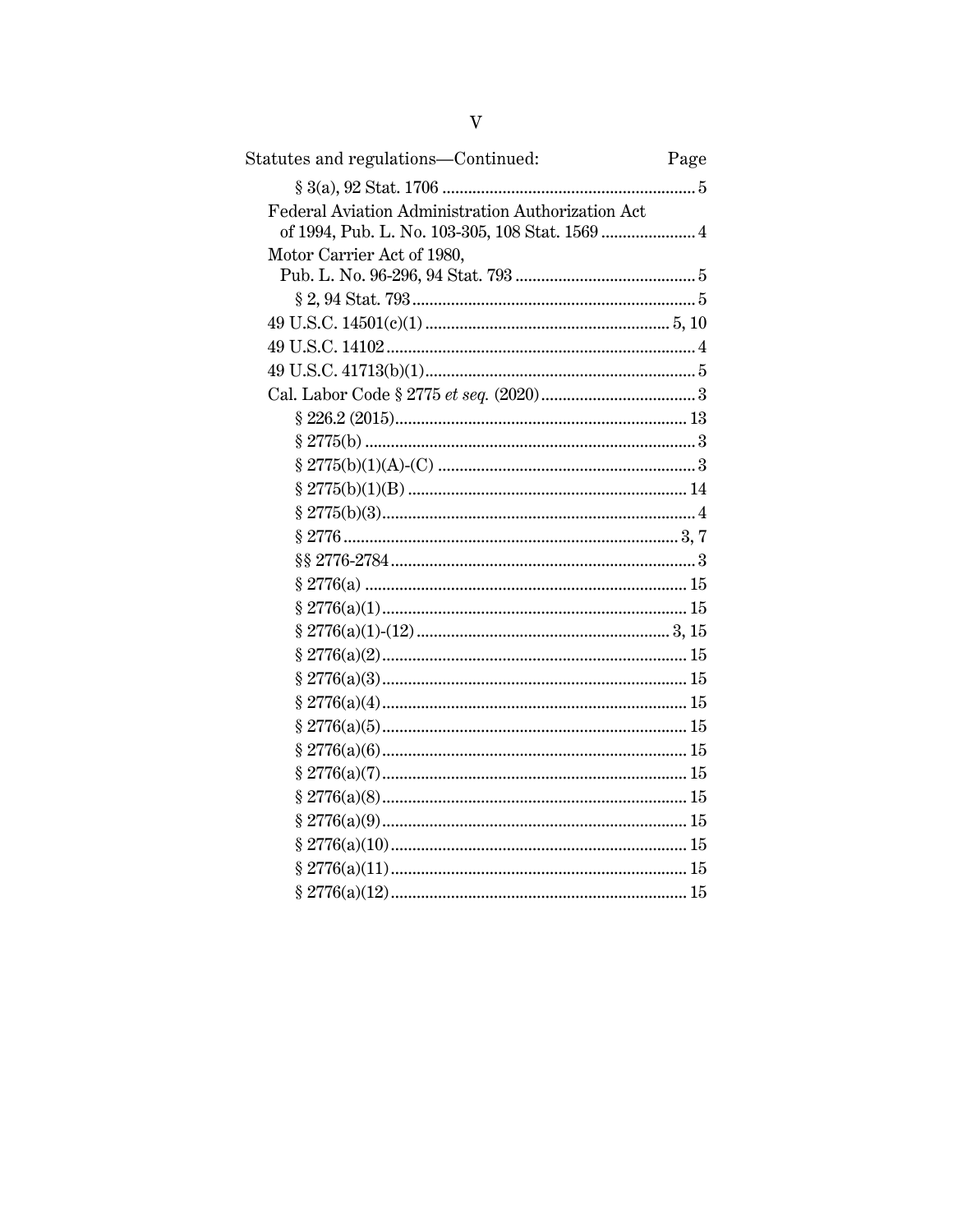Statutes and regulations—Continued: Page

§ 3(a), 92 Stat. 1706 .......................................................... 5

Federal Aviation Administration Authorization Act of 1994, Pub. L. No. 103-305, 108 Stat. 1569 ...................... 4

Motor Carrier Act of 1980, Pub. L. No. 96-296, 94 Stat. 793 .......................................... 5

§ 2, 94 Stat. 793 ................................................................. 5

49 U.S.C. 14501(c)(1) ........................................................ 5, 10

49 U.S.C. 14102 ....................................................................... 4

49 U.S.C. 41713(b)(1) .............................................................. 5

Cal. Labor Code § 2775 *et seq.* (2020) .................................... 3

§ 226.2 (2015) .................................................................... 13

§ 2775(b) ............................................................................. 3

§ 2775(b)(1)(A)-(C) ............................................................ 3

§ 2775(b)(1)(B) ................................................................. 14

§ 2775(b)(3) ......................................................................... 4

§ 2776 .............................................................................. 3, 7

§§ 2776-2784 ....................................................................... 3

§ 2776(a) ........................................................................... 15

§ 2776(a)(1) ....................................................................... 15

§ 2776(a)(1)-(12) ........................................................... 3, 15

§ 2776(a)(2) ....................................................................... 15

§ 2776(a)(3) ....................................................................... 15

§ 2776(a)(4) ....................................................................... 15

§ 2776(a)(5) ....................................................................... 15

§ 2776(a)(6) ....................................................................... 15

§ 2776(a)(7) ....................................................................... 15

§ 2776(a)(8) ....................................................................... 15

§ 2776(a)(9) ....................................................................... 15

§ 2776(a)(10) ..................................................................... 15

§ 2776(a)(11) ..................................................................... 15

§ 2776(a)(12) ..................................................................... 15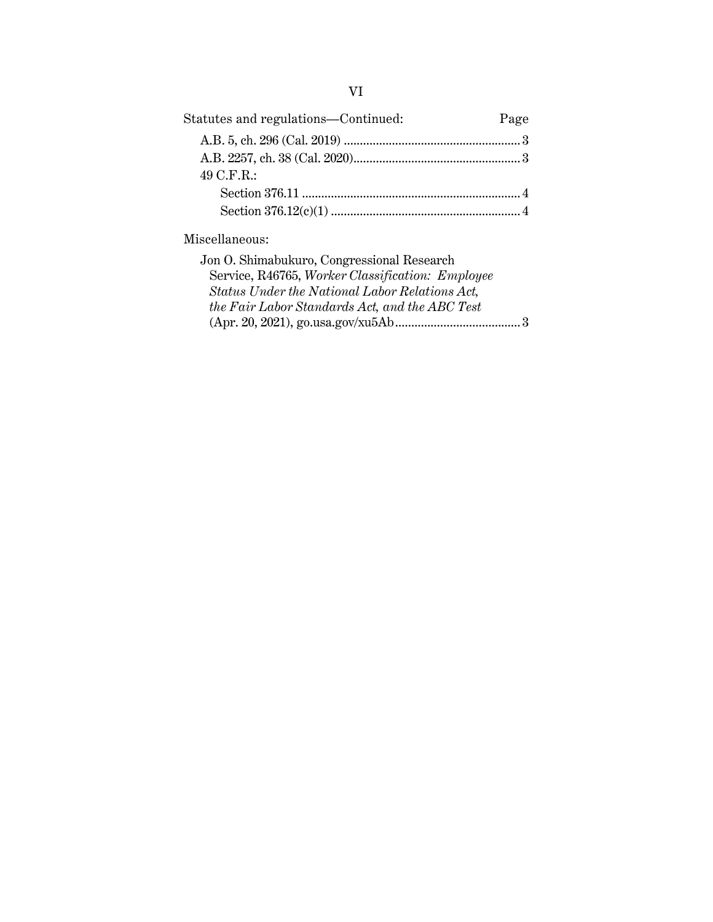Statutes and regulations—Continued: Page

A.B. 5, ch. 296 (Cal. 2019) ........................................................ 3

A.B. 2257, ch. 38 (Cal. 2020)...................................................... 3

49 C.F.R.:

Section 376.11 ....................................................................... 4

Section 376.12(c)(1) ............................................................. 4

Miscellaneous:

Jon O. Shimabukuro, Congressional Research Service, R46765, *Worker Classification: Employee Status Under the National Labor Relations Act, the Fair Labor Standards Act, and the ABC Test* (Apr. 20, 2021), go.usa.gov/xu5Ab ....................................... 3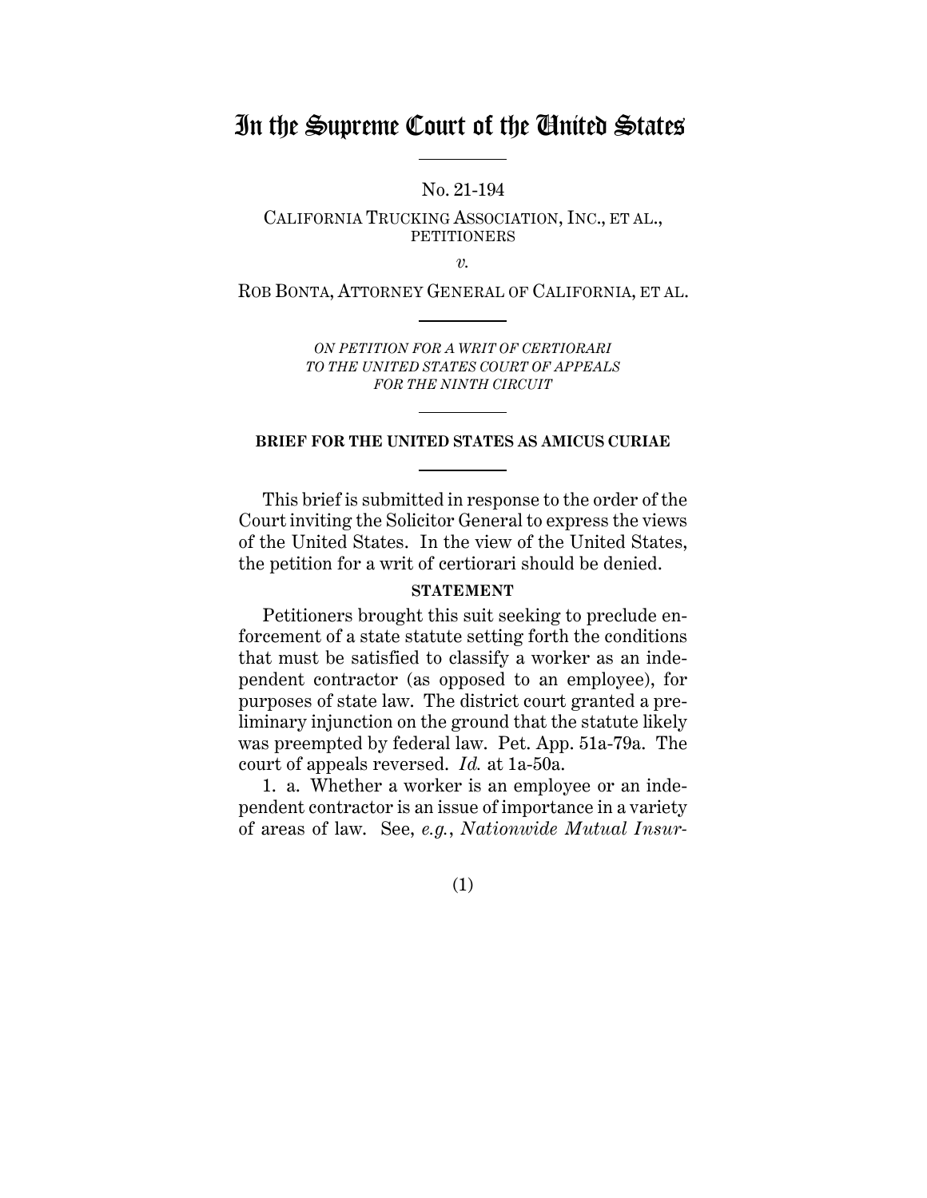# In the Supreme Court of the United States

No. 21-194

CALIFORNIA TRUCKING ASSOCIATION, INC., ET AL., PETITIONERS

*v.*

ROB BONTA, ATTORNEY GENERAL OF CALIFORNIA, ET AL.

*ON PETITION FOR A WRIT OF CERTIORARI TO THE UNITED STATES COURT OF APPEALS FOR THE NINTH CIRCUIT*

**BRIEF FOR THE UNITED STATES AS AMICUS CURIAE**

This brief is submitted in response to the order of the Court inviting the Solicitor General to express the views of the United States. In the view of the United States, the petition for a writ of certiorari should be denied.

**STATEMENT**

Petitioners brought this suit seeking to preclude enforcement of a state statute setting forth the conditions that must be satisfied to classify a worker as an independent contractor (as opposed to an employee), for purposes of state law. The district court granted a preliminary injunction on the ground that the statute likely was preempted by federal law. Pet. App. 51a-79a. The court of appeals reversed. *Id.* at 1a-50a.

1. a. Whether a worker is an employee or an independent contractor is an issue of importance in a variety of areas of law. See, *e.g.*, *Nationwide Mutual Insur-*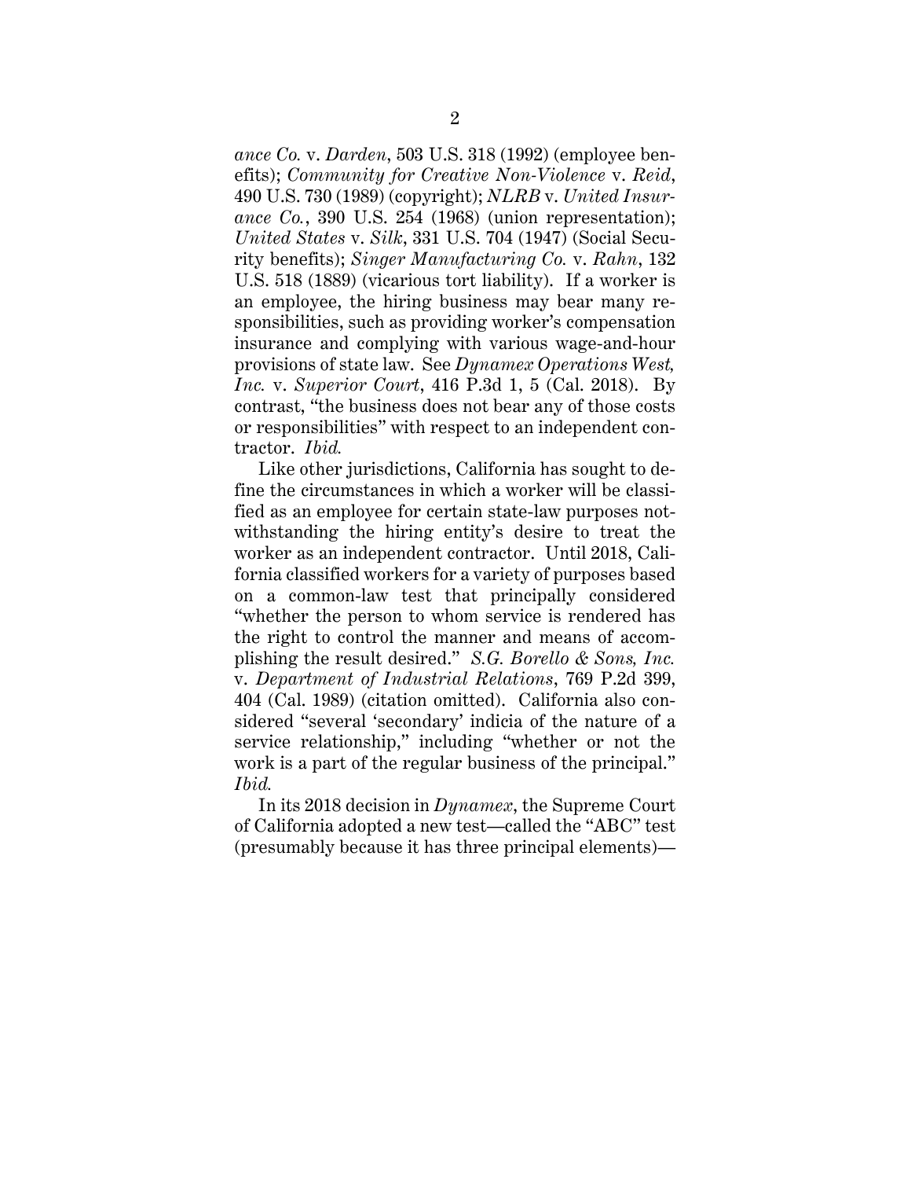*ance Co.* v. *Darden*, 503 U.S. 318 (1992) (employee benefits); *Community for Creative Non-Violence* v. *Reid*, 490 U.S. 730 (1989) (copyright); *NLRB* v. *United Insurance Co.*, 390 U.S. 254 (1968) (union representation); *United States* v. *Silk*, 331 U.S. 704 (1947) (Social Security benefits); *Singer Manufacturing Co.* v. *Rahn*, 132 U.S. 518 (1889) (vicarious tort liability). If a worker is an employee, the hiring business may bear many responsibilities, such as providing worker's compensation insurance and complying with various wage-and-hour provisions of state law. See *Dynamex Operations West, Inc.* v. *Superior Court*, 416 P.3d 1, 5 (Cal. 2018). By contrast, "the business does not bear any of those costs or responsibilities" with respect to an independent contractor. *Ibid.*

Like other jurisdictions, California has sought to define the circumstances in which a worker will be classified as an employee for certain state-law purposes notwithstanding the hiring entity's desire to treat the worker as an independent contractor. Until 2018, California classified workers for a variety of purposes based on a common-law test that principally considered "whether the person to whom service is rendered has the right to control the manner and means of accomplishing the result desired." *S.G. Borello & Sons, Inc.* v. *Department of Industrial Relations*, 769 P.2d 399, 404 (Cal. 1989) (citation omitted). California also considered "several 'secondary' indicia of the nature of a service relationship," including "whether or not the work is a part of the regular business of the principal." *Ibid.*

In its 2018 decision in *Dynamex*, the Supreme Court of California adopted a new test—called the "ABC" test (presumably because it has three principal elements)—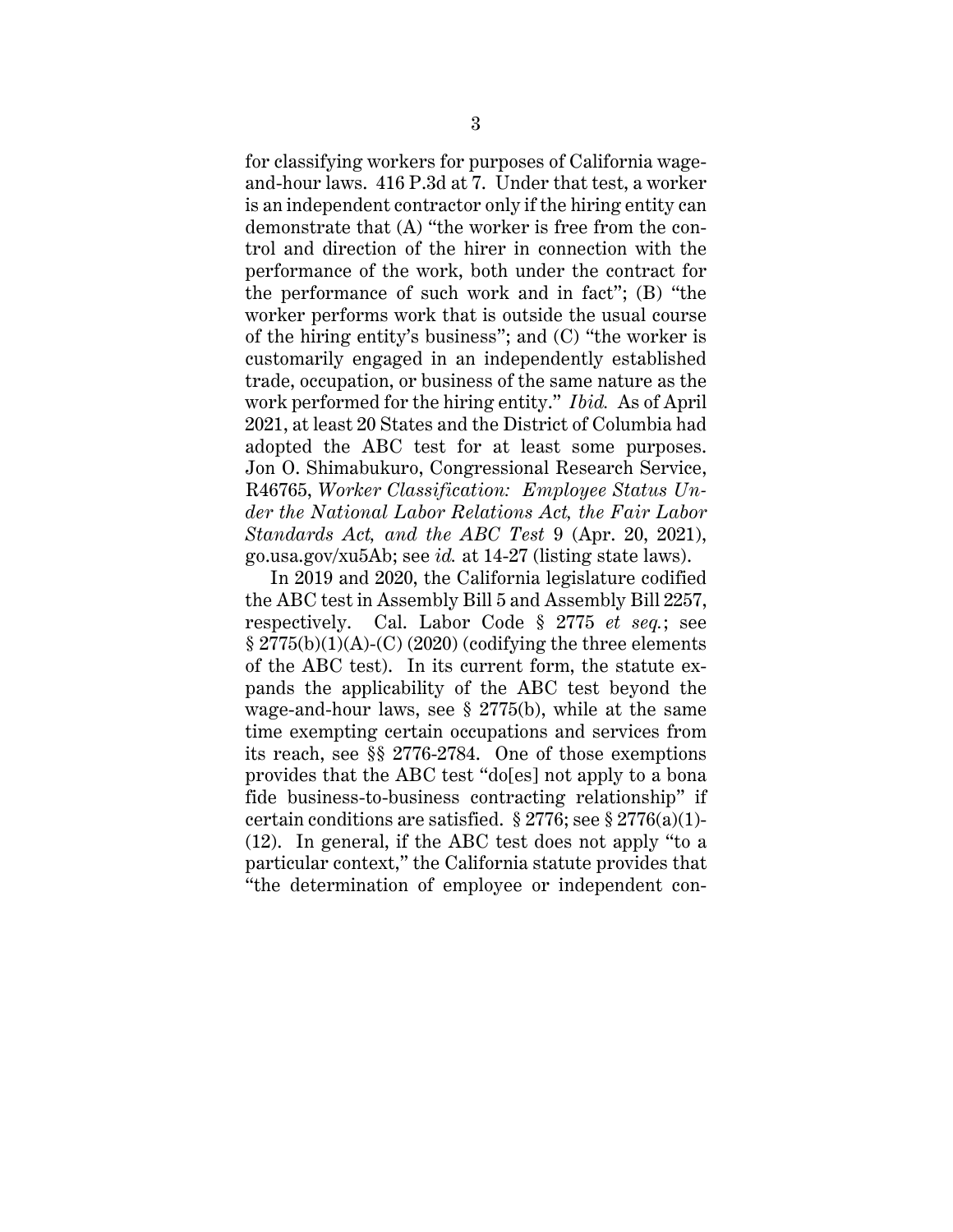for classifying workers for purposes of California wage-and-hour laws. 416 P.3d at 7. Under that test, a worker is an independent contractor only if the hiring entity can demonstrate that (A) "the worker is free from the control and direction of the hirer in connection with the performance of the work, both under the contract for the performance of such work and in fact"; (B) "the worker performs work that is outside the usual course of the hiring entity's business"; and (C) "the worker is customarily engaged in an independently established trade, occupation, or business of the same nature as the work performed for the hiring entity." *Ibid.* As of April 2021, at least 20 States and the District of Columbia had adopted the ABC test for at least some purposes. Jon O. Shimabukuro, Congressional Research Service, R46765, *Worker Classification: Employee Status Under the National Labor Relations Act, the Fair Labor Standards Act, and the ABC Test* 9 (Apr. 20, 2021), go.usa.gov/xu5Ab; see *id.* at 14-27 (listing state laws).

In 2019 and 2020, the California legislature codified the ABC test in Assembly Bill 5 and Assembly Bill 2257, respectively. Cal. Labor Code § 2775 *et seq.*; see § 2775(b)(1)(A)-(C) (2020) (codifying the three elements of the ABC test). In its current form, the statute expands the applicability of the ABC test beyond the wage-and-hour laws, see § 2775(b), while at the same time exempting certain occupations and services from its reach, see §§ 2776-2784. One of those exemptions provides that the ABC test "do[es] not apply to a bona fide business-to-business contracting relationship" if certain conditions are satisfied. § 2776; see § 2776(a)(1)-(12). In general, if the ABC test does not apply "to a particular context," the California statute provides that "the determination of employee or independent con-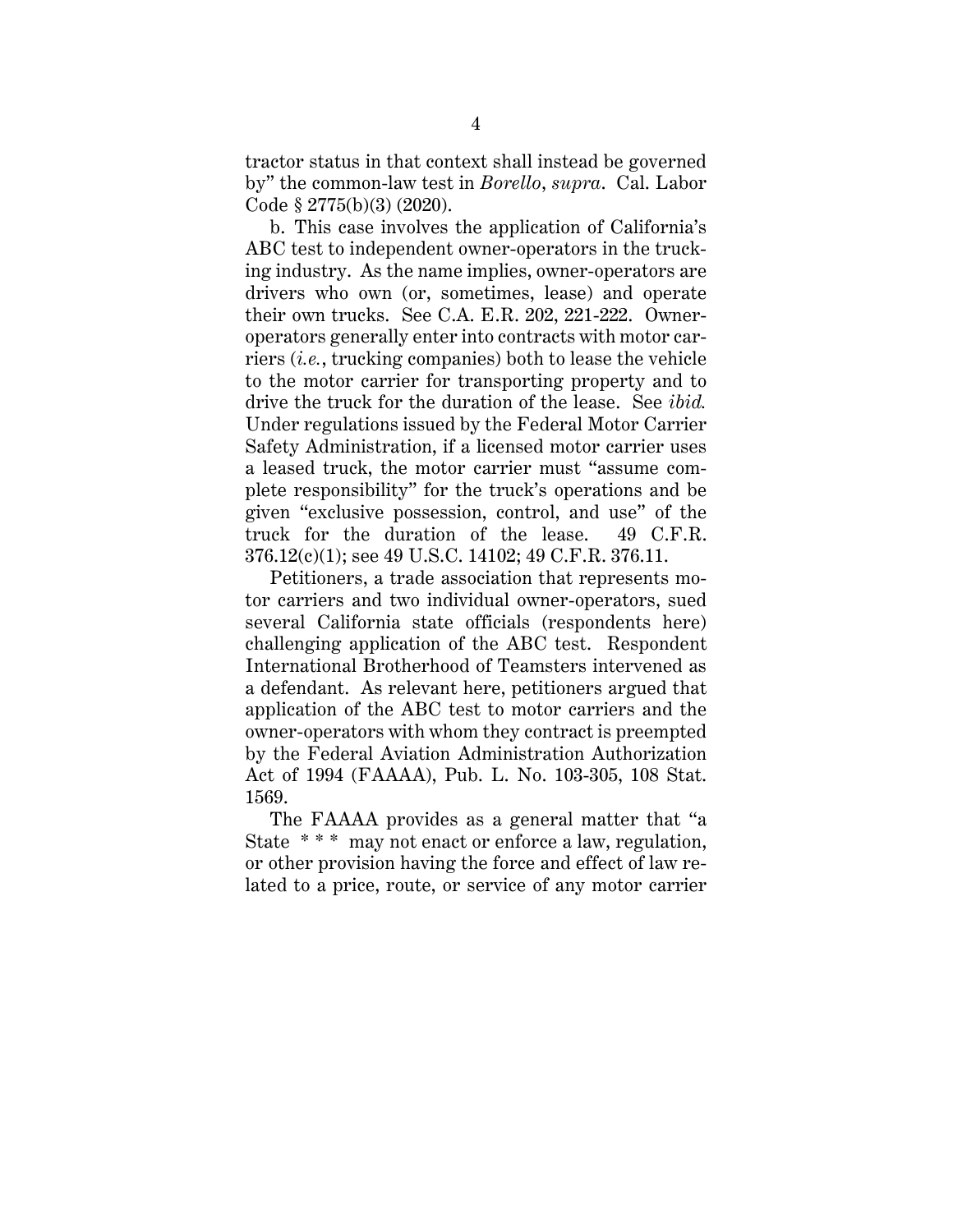tractor status in that context shall instead be governed by" the common-law test in *Borello*, *supra*. Cal. Labor Code § 2775(b)(3) (2020).

b. This case involves the application of California's ABC test to independent owner-operators in the trucking industry. As the name implies, owner-operators are drivers who own (or, sometimes, lease) and operate their own trucks. See C.A. E.R. 202, 221-222. Owner-operators generally enter into contracts with motor carriers (*i.e.*, trucking companies) both to lease the vehicle to the motor carrier for transporting property and to drive the truck for the duration of the lease. See *ibid.* Under regulations issued by the Federal Motor Carrier Safety Administration, if a licensed motor carrier uses a leased truck, the motor carrier must "assume complete responsibility" for the truck's operations and be given "exclusive possession, control, and use" of the truck for the duration of the lease. 49 C.F.R. 376.12(c)(1); see 49 U.S.C. 14102; 49 C.F.R. 376.11.

Petitioners, a trade association that represents motor carriers and two individual owner-operators, sued several California state officials (respondents here) challenging application of the ABC test. Respondent International Brotherhood of Teamsters intervened as a defendant. As relevant here, petitioners argued that application of the ABC test to motor carriers and the owner-operators with whom they contract is preempted by the Federal Aviation Administration Authorization Act of 1994 (FAAAA), Pub. L. No. 103-305, 108 Stat. 1569.

The FAAAA provides as a general matter that "a State * * * may not enact or enforce a law, regulation, or other provision having the force and effect of law related to a price, route, or service of any motor carrier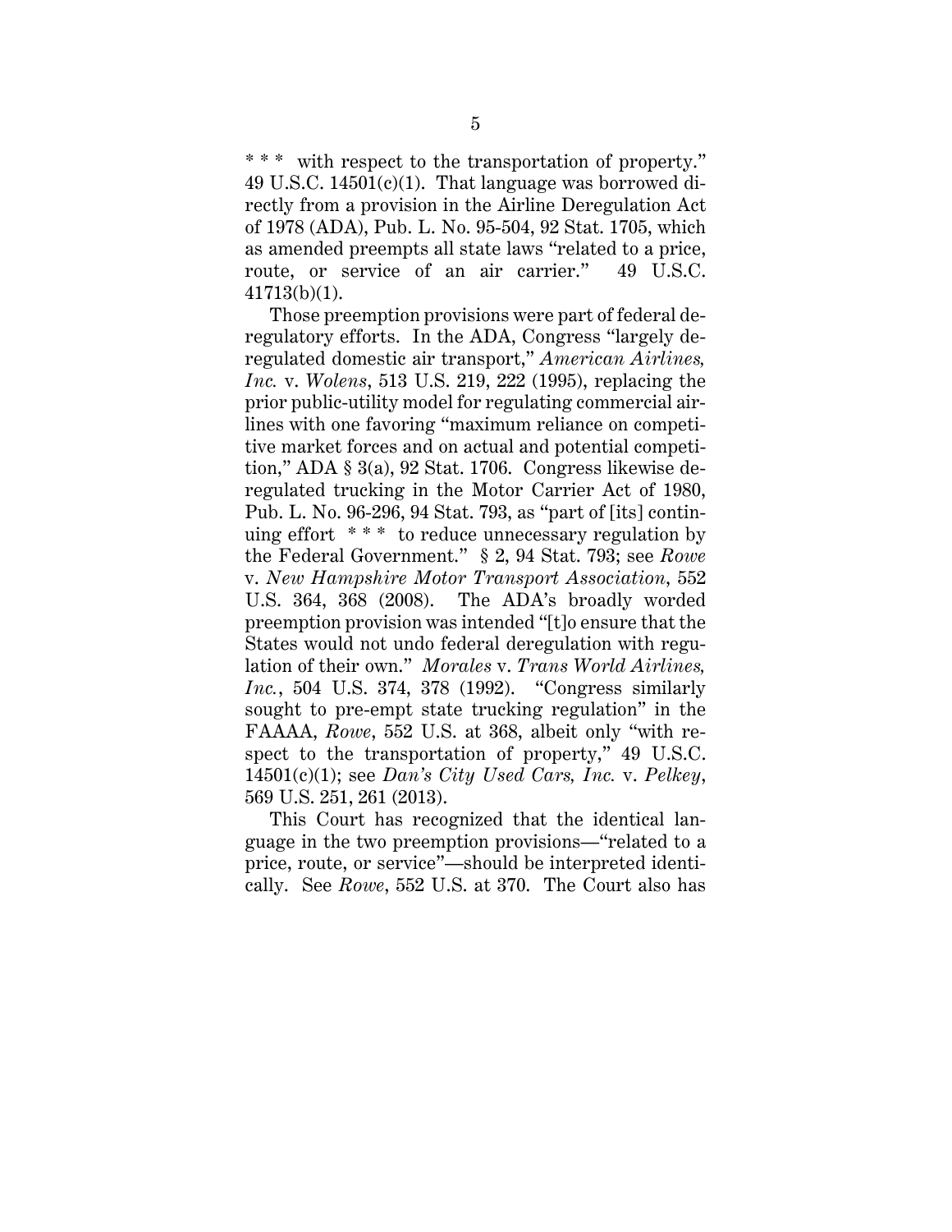\* \* \* with respect to the transportation of property." 49 U.S.C. 14501(c)(1). That language was borrowed directly from a provision in the Airline Deregulation Act of 1978 (ADA), Pub. L. No. 95-504, 92 Stat. 1705, which as amended preempts all state laws "related to a price, route, or service of an air carrier." 49 U.S.C. 41713(b)(1).

Those preemption provisions were part of federal deregulatory efforts. In the ADA, Congress "largely deregulated domestic air transport," *American Airlines, Inc.* v. *Wolens*, 513 U.S. 219, 222 (1995), replacing the prior public-utility model for regulating commercial airlines with one favoring "maximum reliance on competitive market forces and on actual and potential competition," ADA § 3(a), 92 Stat. 1706. Congress likewise deregulated trucking in the Motor Carrier Act of 1980, Pub. L. No. 96-296, 94 Stat. 793, as "part of [its] continuing effort \* \* \* to reduce unnecessary regulation by the Federal Government." § 2, 94 Stat. 793; see *Rowe* v. *New Hampshire Motor Transport Association*, 552 U.S. 364, 368 (2008). The ADA's broadly worded preemption provision was intended "[t]o ensure that the States would not undo federal deregulation with regulation of their own." *Morales* v. *Trans World Airlines, Inc.*, 504 U.S. 374, 378 (1992). "Congress similarly sought to pre-empt state trucking regulation" in the FAAAA, *Rowe*, 552 U.S. at 368, albeit only "with respect to the transportation of property," 49 U.S.C. 14501(c)(1); see *Dan's City Used Cars, Inc.* v. *Pelkey*, 569 U.S. 251, 261 (2013).

This Court has recognized that the identical language in the two preemption provisions—"related to a price, route, or service"—should be interpreted identically. See *Rowe*, 552 U.S. at 370. The Court also has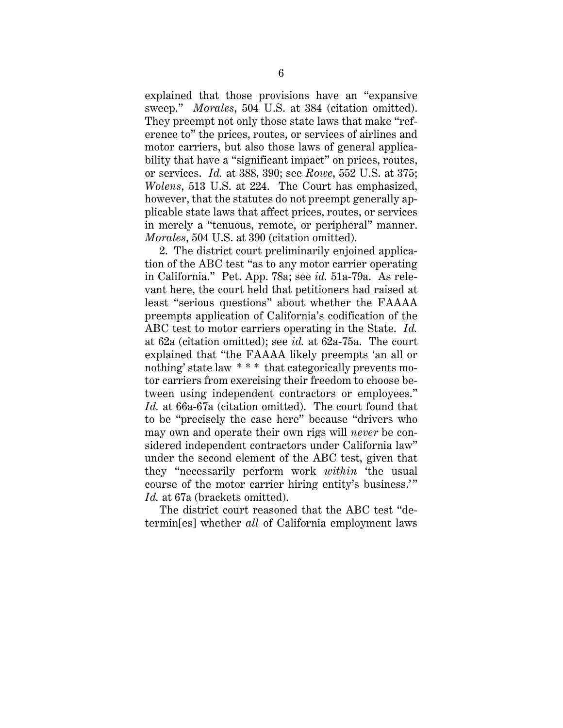explained that those provisions have an "expansive sweep." *Morales*, 504 U.S. at 384 (citation omitted). They preempt not only those state laws that make "reference to" the prices, routes, or services of airlines and motor carriers, but also those laws of general applicability that have a "significant impact" on prices, routes, or services. *Id.* at 388, 390; see *Rowe*, 552 U.S. at 375; *Wolens*, 513 U.S. at 224. The Court has emphasized, however, that the statutes do not preempt generally applicable state laws that affect prices, routes, or services in merely a "tenuous, remote, or peripheral" manner. *Morales*, 504 U.S. at 390 (citation omitted).

2. The district court preliminarily enjoined application of the ABC test "as to any motor carrier operating in California." Pet. App. 78a; see *id.* 51a-79a. As relevant here, the court held that petitioners had raised at least "serious questions" about whether the FAAAA preempts application of California's codification of the ABC test to motor carriers operating in the State. *Id.* at 62a (citation omitted); see *id.* at 62a-75a. The court explained that "the FAAAA likely preempts 'an all or nothing' state law * * * that categorically prevents motor carriers from exercising their freedom to choose between using independent contractors or employees." *Id.* at 66a-67a (citation omitted). The court found that to be "precisely the case here" because "drivers who may own and operate their own rigs will *never* be considered independent contractors under California law" under the second element of the ABC test, given that they "necessarily perform work *within* 'the usual course of the motor carrier hiring entity's business.'" *Id.* at 67a (brackets omitted).

The district court reasoned that the ABC test "determin[es] whether *all* of California employment laws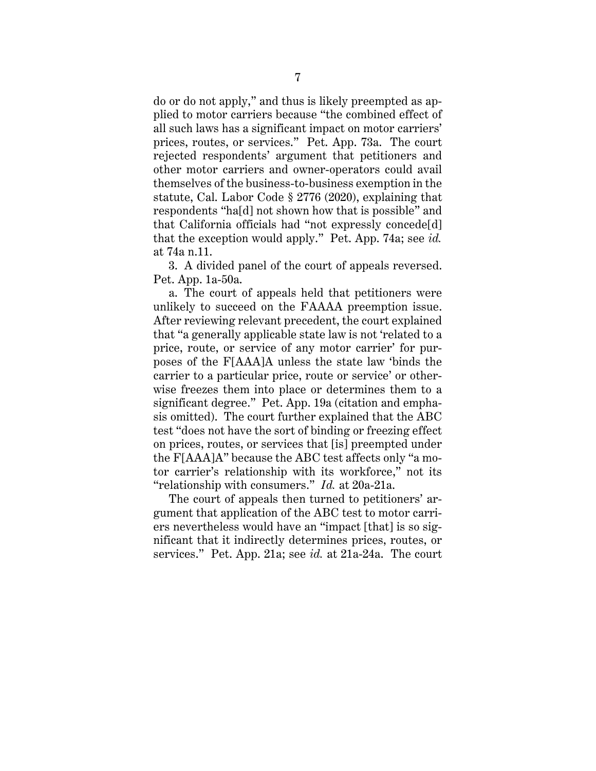do or do not apply," and thus is likely preempted as applied to motor carriers because "the combined effect of all such laws has a significant impact on motor carriers' prices, routes, or services." Pet. App. 73a. The court rejected respondents' argument that petitioners and other motor carriers and owner-operators could avail themselves of the business-to-business exemption in the statute, Cal. Labor Code § 2776 (2020), explaining that respondents "ha[d] not shown how that is possible" and that California officials had "not expressly concede[d] that the exception would apply." Pet. App. 74a; see *id.* at 74a n.11.

3. A divided panel of the court of appeals reversed. Pet. App. 1a-50a.

a. The court of appeals held that petitioners were unlikely to succeed on the FAAAA preemption issue. After reviewing relevant precedent, the court explained that "a generally applicable state law is not 'related to a price, route, or service of any motor carrier' for purposes of the F[AAA]A unless the state law 'binds the carrier to a particular price, route or service' or otherwise freezes them into place or determines them to a significant degree." Pet. App. 19a (citation and emphasis omitted). The court further explained that the ABC test "does not have the sort of binding or freezing effect on prices, routes, or services that [is] preempted under the F[AAA]A" because the ABC test affects only "a motor carrier's relationship with its workforce," not its "relationship with consumers." *Id.* at 20a-21a.

The court of appeals then turned to petitioners' argument that application of the ABC test to motor carriers nevertheless would have an "impact [that] is so significant that it indirectly determines prices, routes, or services." Pet. App. 21a; see *id.* at 21a-24a. The court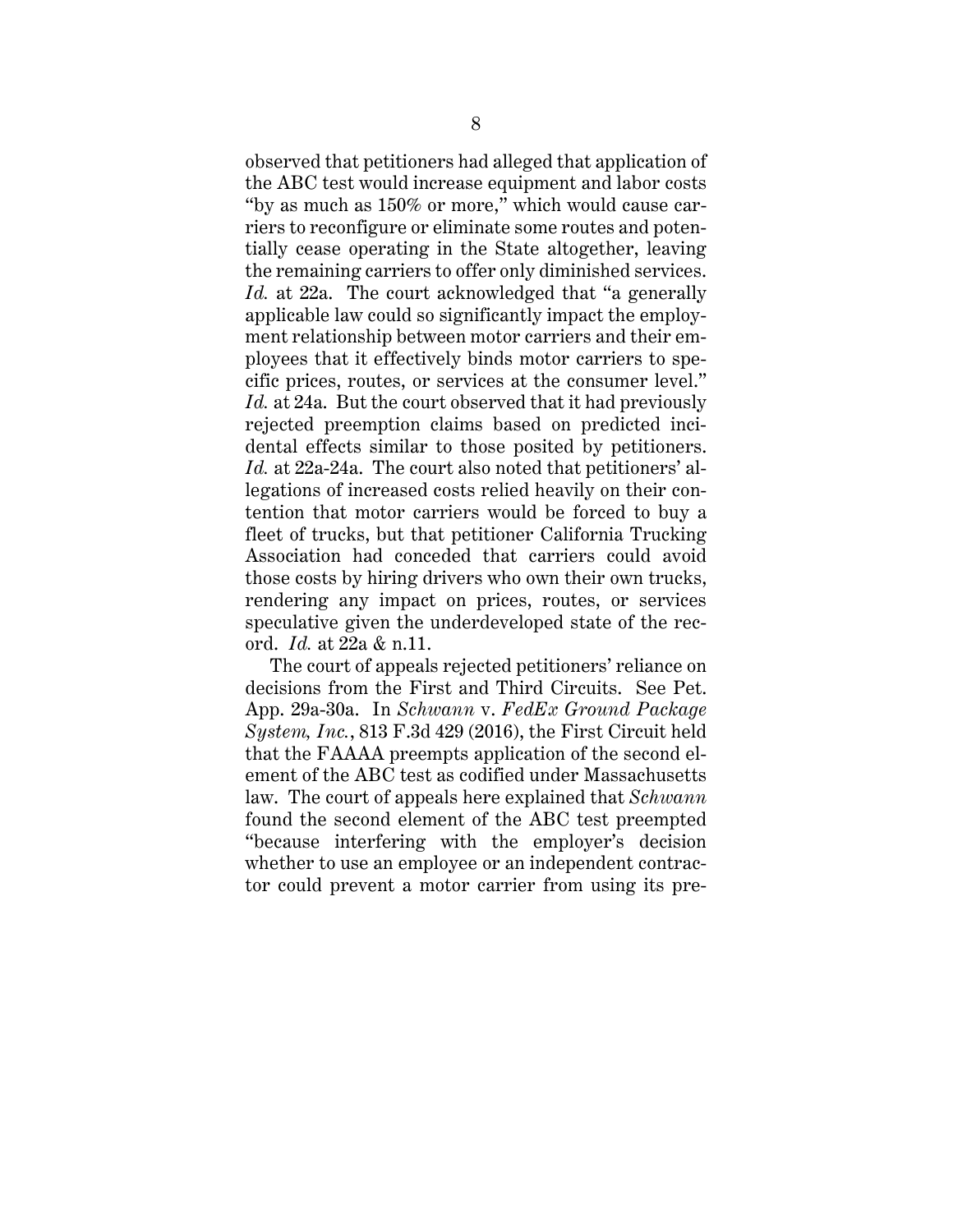observed that petitioners had alleged that application of the ABC test would increase equipment and labor costs "by as much as 150% or more," which would cause carriers to reconfigure or eliminate some routes and potentially cease operating in the State altogether, leaving the remaining carriers to offer only diminished services. *Id.* at 22a. The court acknowledged that "a generally applicable law could so significantly impact the employment relationship between motor carriers and their employees that it effectively binds motor carriers to specific prices, routes, or services at the consumer level." *Id.* at 24a. But the court observed that it had previously rejected preemption claims based on predicted incidental effects similar to those posited by petitioners. *Id.* at 22a-24a. The court also noted that petitioners' allegations of increased costs relied heavily on their contention that motor carriers would be forced to buy a fleet of trucks, but that petitioner California Trucking Association had conceded that carriers could avoid those costs by hiring drivers who own their own trucks, rendering any impact on prices, routes, or services speculative given the underdeveloped state of the record. *Id.* at 22a & n.11.

The court of appeals rejected petitioners' reliance on decisions from the First and Third Circuits. See Pet. App. 29a-30a. In *Schwann* v. *FedEx Ground Package System, Inc.*, 813 F.3d 429 (2016), the First Circuit held that the FAAAA preempts application of the second element of the ABC test as codified under Massachusetts law. The court of appeals here explained that *Schwann* found the second element of the ABC test preempted "because interfering with the employer's decision whether to use an employee or an independent contractor could prevent a motor carrier from using its pre-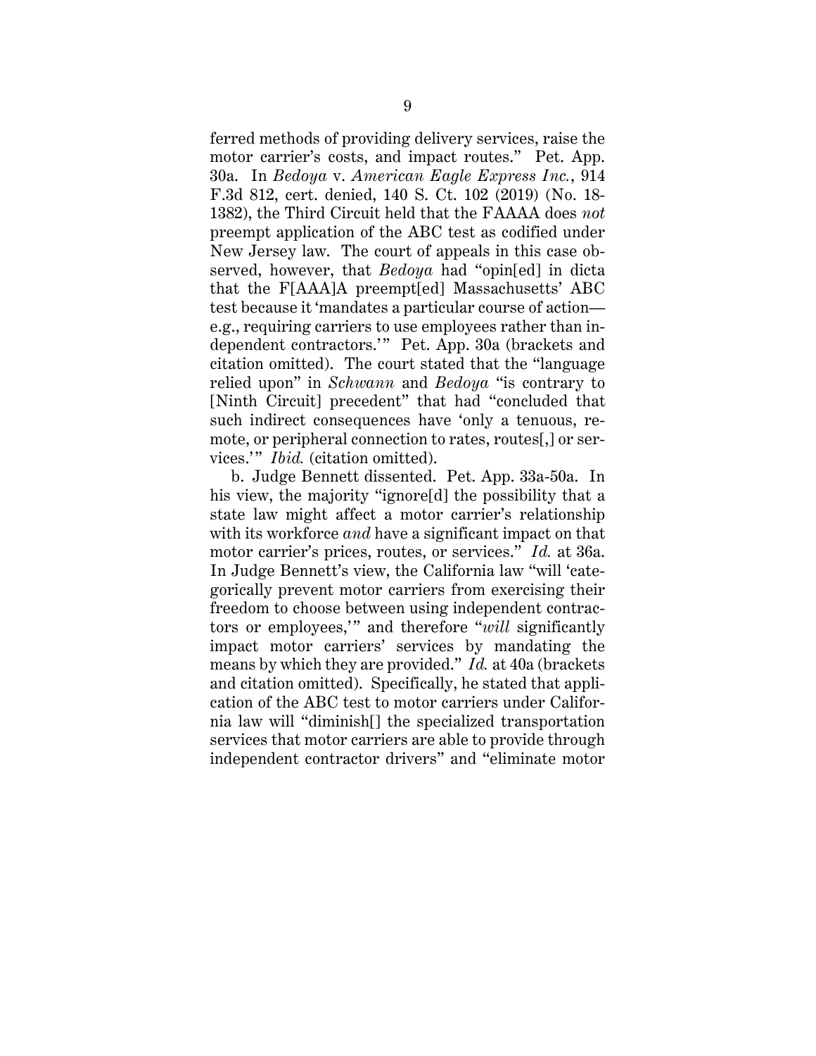ferred methods of providing delivery services, raise the motor carrier's costs, and impact routes." Pet. App. 30a. In *Bedoya* v. *American Eagle Express Inc.*, 914 F.3d 812, cert. denied, 140 S. Ct. 102 (2019) (No. 18-1382), the Third Circuit held that the FAAAA does *not* preempt application of the ABC test as codified under New Jersey law. The court of appeals in this case observed, however, that *Bedoya* had "opin[ed] in dicta that the F[AAA]A preempt[ed] Massachusetts' ABC test because it 'mandates a particular course of action—e.g., requiring carriers to use employees rather than independent contractors.'" Pet. App. 30a (brackets and citation omitted). The court stated that the "language relied upon" in *Schwann* and *Bedoya* "is contrary to [Ninth Circuit] precedent" that had "concluded that such indirect consequences have 'only a tenuous, remote, or peripheral connection to rates, routes[,] or services.'" *Ibid.* (citation omitted).

b. Judge Bennett dissented. Pet. App. 33a-50a. In his view, the majority "ignore[d] the possibility that a state law might affect a motor carrier's relationship with its workforce *and* have a significant impact on that motor carrier's prices, routes, or services." *Id.* at 36a. In Judge Bennett's view, the California law "will 'categorically prevent motor carriers from exercising their freedom to choose between using independent contractors or employees,'" and therefore "*will* significantly impact motor carriers' services by mandating the means by which they are provided." *Id.* at 40a (brackets and citation omitted). Specifically, he stated that application of the ABC test to motor carriers under California law will "diminish[] the specialized transportation services that motor carriers are able to provide through independent contractor drivers" and "eliminate motor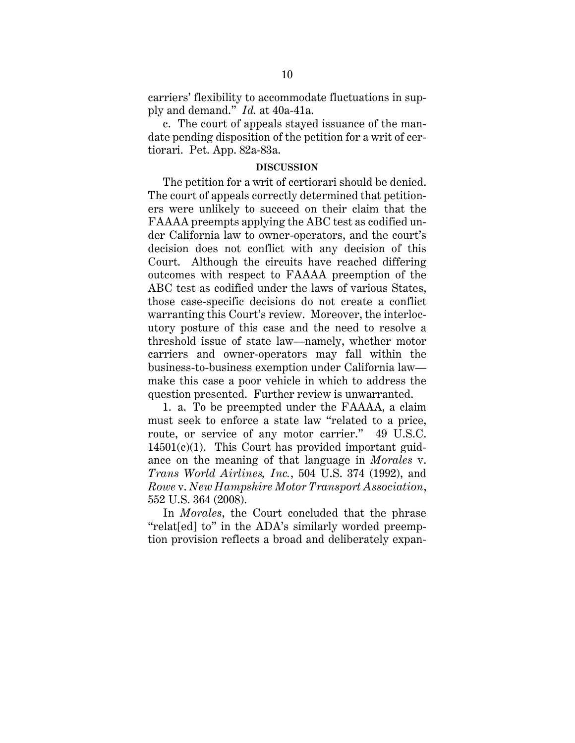carriers' flexibility to accommodate fluctuations in supply and demand." *Id.* at 40a-41a.

c. The court of appeals stayed issuance of the mandate pending disposition of the petition for a writ of certiorari. Pet. App. 82a-83a.

## DISCUSSION

The petition for a writ of certiorari should be denied. The court of appeals correctly determined that petitioners were unlikely to succeed on their claim that the FAAAA preempts applying the ABC test as codified under California law to owner-operators, and the court's decision does not conflict with any decision of this Court. Although the circuits have reached differing outcomes with respect to FAAAA preemption of the ABC test as codified under the laws of various States, those case-specific decisions do not create a conflict warranting this Court's review. Moreover, the interlocutory posture of this case and the need to resolve a threshold issue of state law—namely, whether motor carriers and owner-operators may fall within the business-to-business exemption under California law—make this case a poor vehicle in which to address the question presented. Further review is unwarranted.

1. a. To be preempted under the FAAAA, a claim must seek to enforce a state law "related to a price, route, or service of any motor carrier." 49 U.S.C. 14501(c)(1). This Court has provided important guidance on the meaning of that language in *Morales* v. *Trans World Airlines, Inc.*, 504 U.S. 374 (1992), and *Rowe* v. *New Hampshire Motor Transport Association*, 552 U.S. 364 (2008).

In *Morales*, the Court concluded that the phrase "relat[ed] to" in the ADA's similarly worded preemption provision reflects a broad and deliberately expan-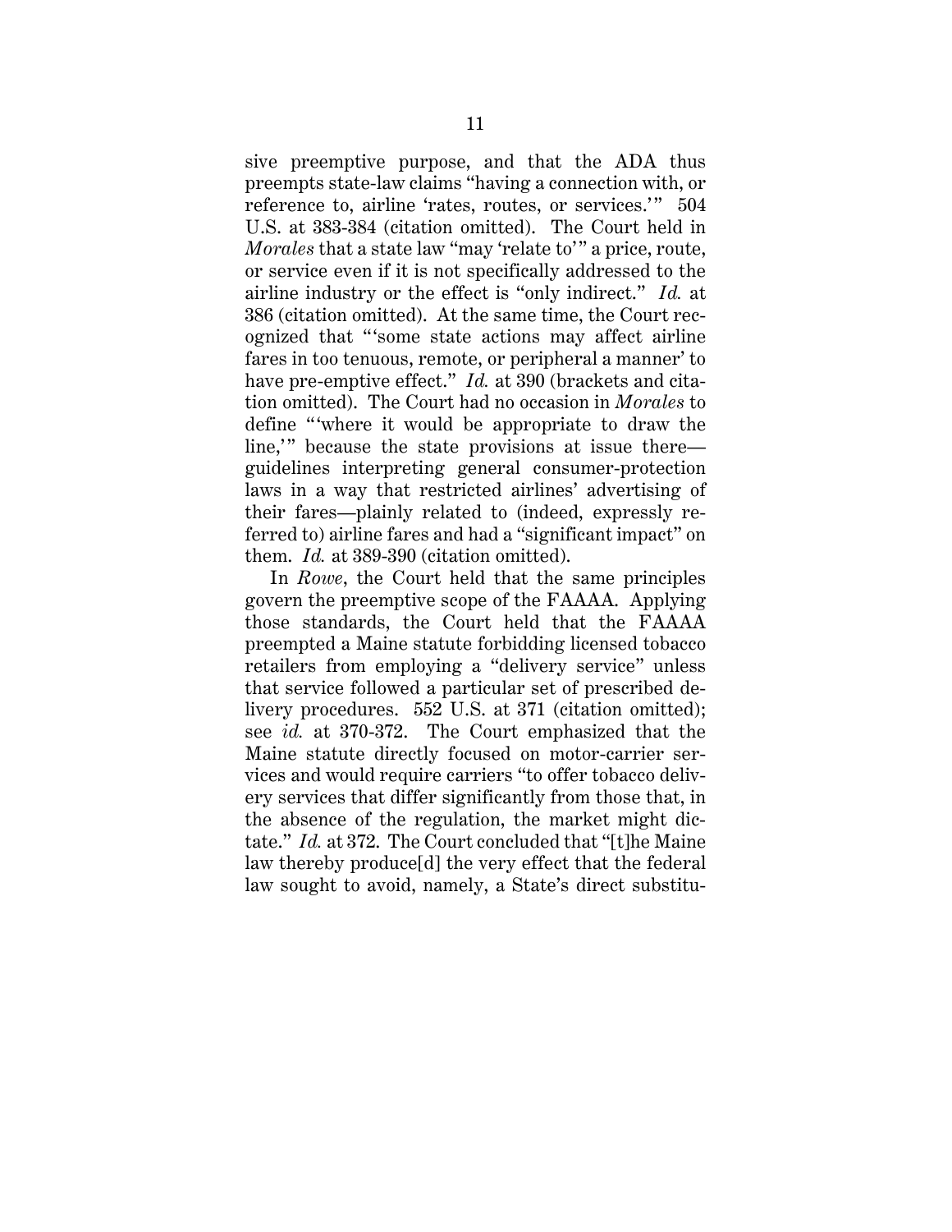sive preemptive purpose, and that the ADA thus preempts state-law claims "having a connection with, or reference to, airline 'rates, routes, or services.'" 504 U.S. at 383-384 (citation omitted). The Court held in *Morales* that a state law "may 'relate to'" a price, route, or service even if it is not specifically addressed to the airline industry or the effect is "only indirect." *Id.* at 386 (citation omitted). At the same time, the Court recognized that "'some state actions may affect airline fares in too tenuous, remote, or peripheral a manner' to have pre-emptive effect." *Id.* at 390 (brackets and citation omitted). The Court had no occasion in *Morales* to define "'where it would be appropriate to draw the line,'" because the state provisions at issue there—guidelines interpreting general consumer-protection laws in a way that restricted airlines' advertising of their fares—plainly related to (indeed, expressly referred to) airline fares and had a "significant impact" on them. *Id.* at 389-390 (citation omitted).

In *Rowe*, the Court held that the same principles govern the preemptive scope of the FAAAA. Applying those standards, the Court held that the FAAAA preempted a Maine statute forbidding licensed tobacco retailers from employing a "delivery service" unless that service followed a particular set of prescribed delivery procedures. 552 U.S. at 371 (citation omitted); see *id.* at 370-372. The Court emphasized that the Maine statute directly focused on motor-carrier services and would require carriers "to offer tobacco delivery services that differ significantly from those that, in the absence of the regulation, the market might dictate." *Id.* at 372. The Court concluded that "[t]he Maine law thereby produce[d] the very effect that the federal law sought to avoid, namely, a State's direct substitu-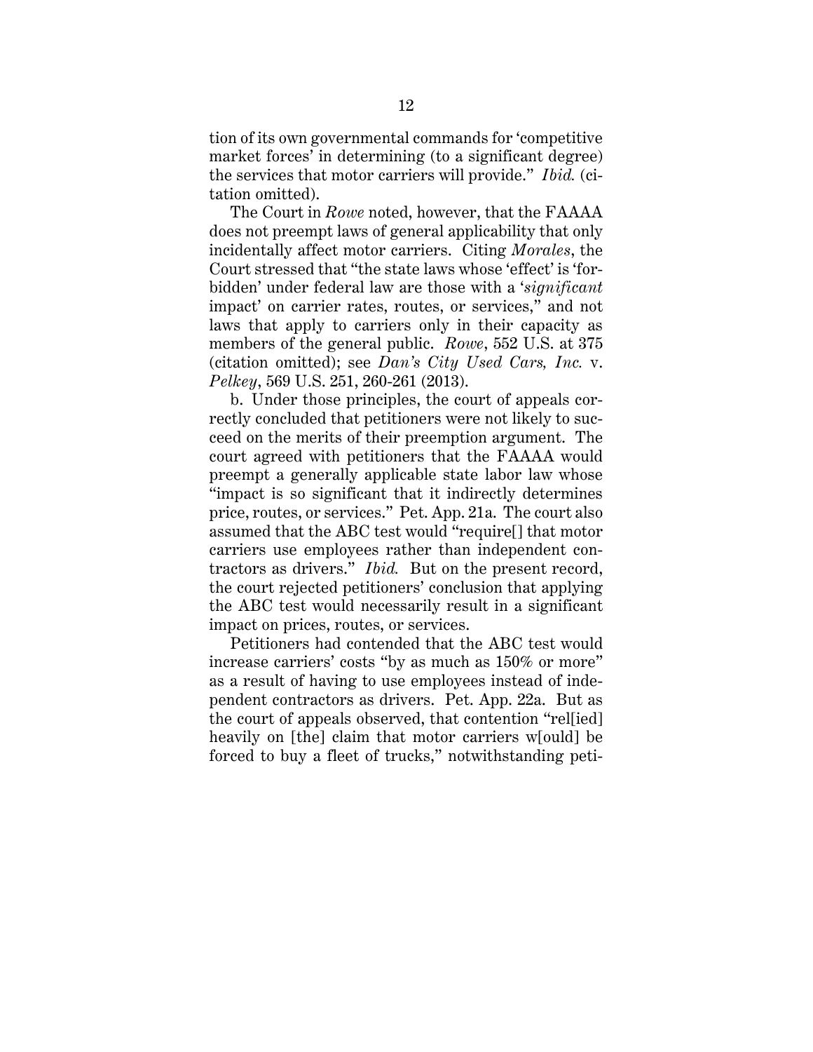tion of its own governmental commands for 'competitive market forces' in determining (to a significant degree) the services that motor carriers will provide." *Ibid.* (citation omitted).

The Court in *Rowe* noted, however, that the FAAAA does not preempt laws of general applicability that only incidentally affect motor carriers. Citing *Morales*, the Court stressed that "the state laws whose 'effect' is 'forbidden' under federal law are those with a '*significant* impact' on carrier rates, routes, or services," and not laws that apply to carriers only in their capacity as members of the general public. *Rowe*, 552 U.S. at 375 (citation omitted); see *Dan's City Used Cars, Inc.* v. *Pelkey*, 569 U.S. 251, 260-261 (2013).

b. Under those principles, the court of appeals correctly concluded that petitioners were not likely to succeed on the merits of their preemption argument. The court agreed with petitioners that the FAAAA would preempt a generally applicable state labor law whose "impact is so significant that it indirectly determines price, routes, or services." Pet. App. 21a. The court also assumed that the ABC test would "require[] that motor carriers use employees rather than independent contractors as drivers." *Ibid.* But on the present record, the court rejected petitioners' conclusion that applying the ABC test would necessarily result in a significant impact on prices, routes, or services.

Petitioners had contended that the ABC test would increase carriers' costs "by as much as 150% or more" as a result of having to use employees instead of independent contractors as drivers. Pet. App. 22a. But as the court of appeals observed, that contention "rel[ied] heavily on [the] claim that motor carriers w[ould] be forced to buy a fleet of trucks," notwithstanding peti-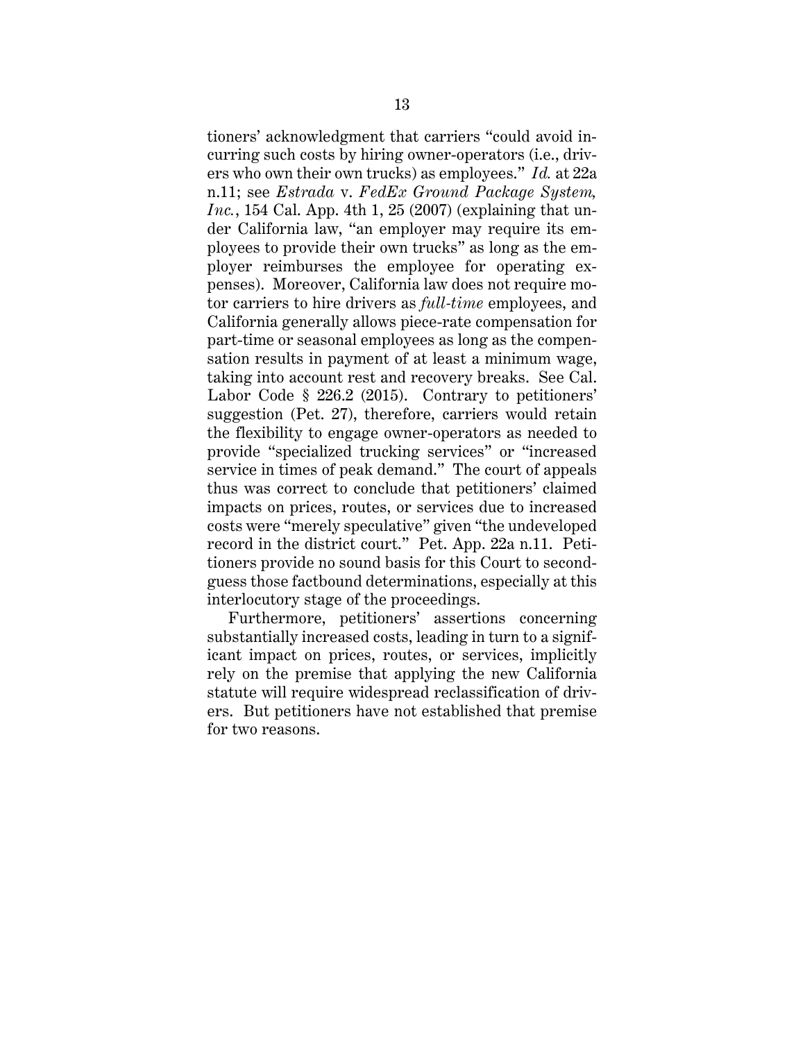tioners' acknowledgment that carriers "could avoid incurring such costs by hiring owner-operators (i.e., drivers who own their own trucks) as employees." *Id.* at 22a n.11; see *Estrada* v. *FedEx Ground Package System, Inc.*, 154 Cal. App. 4th 1, 25 (2007) (explaining that under California law, "an employer may require its employees to provide their own trucks" as long as the employer reimburses the employee for operating expenses). Moreover, California law does not require motor carriers to hire drivers as *full-time* employees, and California generally allows piece-rate compensation for part-time or seasonal employees as long as the compensation results in payment of at least a minimum wage, taking into account rest and recovery breaks. See Cal. Labor Code § 226.2 (2015). Contrary to petitioners' suggestion (Pet. 27), therefore, carriers would retain the flexibility to engage owner-operators as needed to provide "specialized trucking services" or "increased service in times of peak demand." The court of appeals thus was correct to conclude that petitioners' claimed impacts on prices, routes, or services due to increased costs were "merely speculative" given "the undeveloped record in the district court." Pet. App. 22a n.11. Petitioners provide no sound basis for this Court to second-guess those factbound determinations, especially at this interlocutory stage of the proceedings.

Furthermore, petitioners' assertions concerning substantially increased costs, leading in turn to a significant impact on prices, routes, or services, implicitly rely on the premise that applying the new California statute will require widespread reclassification of drivers. But petitioners have not established that premise for two reasons.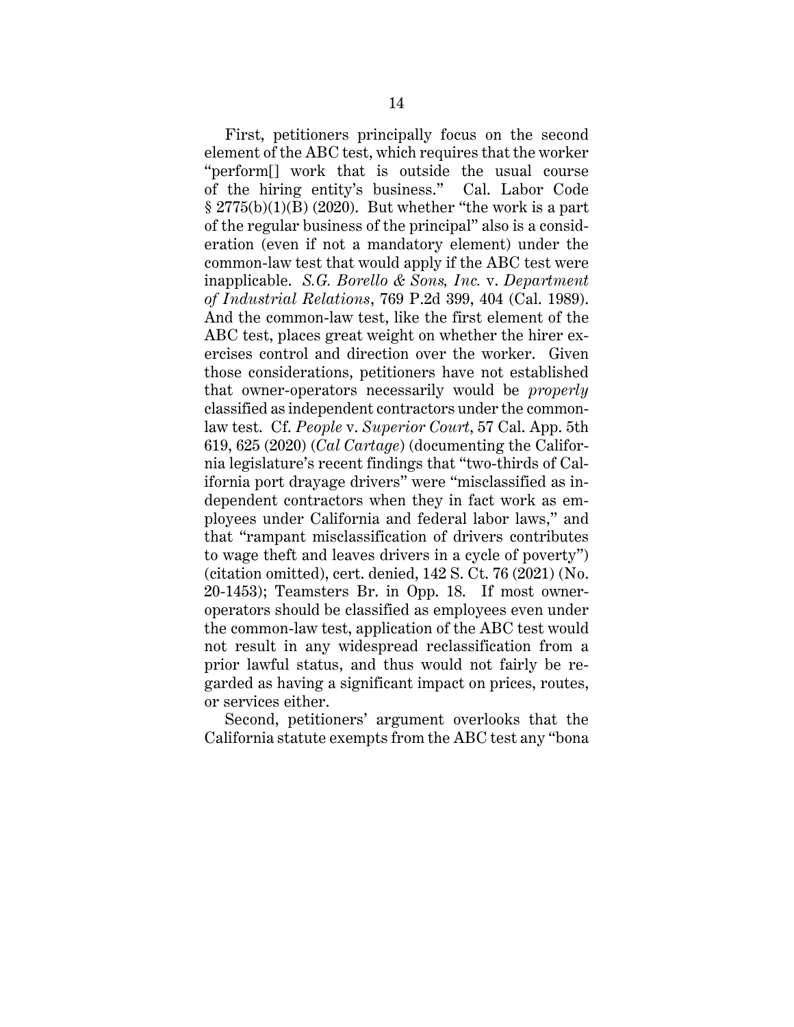First, petitioners principally focus on the second element of the ABC test, which requires that the worker "perform[] work that is outside the usual course of the hiring entity's business." Cal. Labor Code § 2775(b)(1)(B) (2020). But whether "the work is a part of the regular business of the principal" also is a consideration (even if not a mandatory element) under the common-law test that would apply if the ABC test were inapplicable. *S.G. Borello & Sons, Inc.* v. *Department of Industrial Relations*, 769 P.2d 399, 404 (Cal. 1989). And the common-law test, like the first element of the ABC test, places great weight on whether the hirer exercises control and direction over the worker. Given those considerations, petitioners have not established that owner-operators necessarily would be *properly* classified as independent contractors under the common-law test. Cf. *People* v. *Superior Court*, 57 Cal. App. 5th 619, 625 (2020) (*Cal Cartage*) (documenting the California legislature's recent findings that "two-thirds of California port drayage drivers" were "misclassified as independent contractors when they in fact work as employees under California and federal labor laws," and that "rampant misclassification of drivers contributes to wage theft and leaves drivers in a cycle of poverty") (citation omitted), cert. denied, 142 S. Ct. 76 (2021) (No. 20-1453); Teamsters Br. in Opp. 18. If most owner-operators should be classified as employees even under the common-law test, application of the ABC test would not result in any widespread reclassification from a prior lawful status, and thus would not fairly be regarded as having a significant impact on prices, routes, or services either.

Second, petitioners' argument overlooks that the California statute exempts from the ABC test any "bona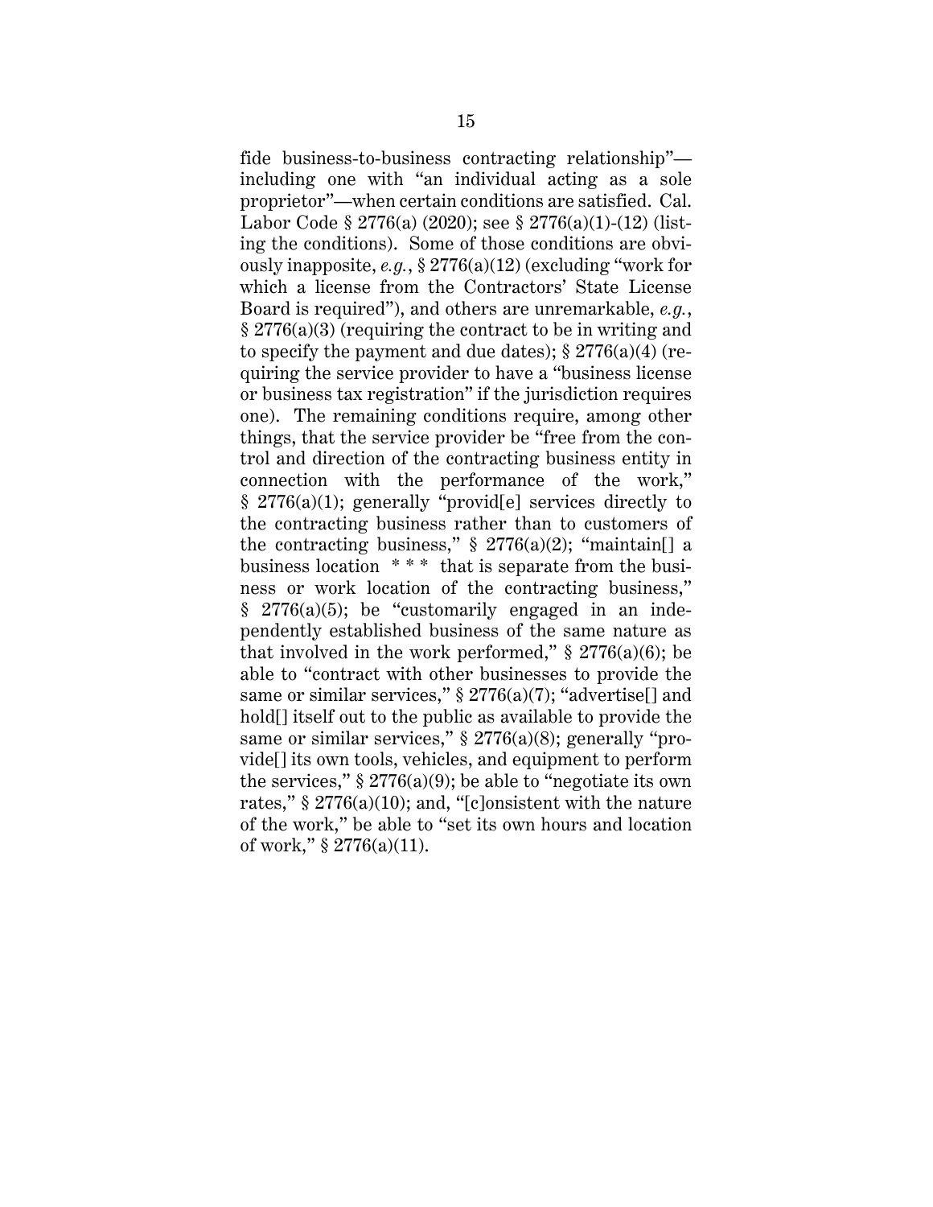fide business-to-business contracting relationship"—including one with "an individual acting as a sole proprietor"—when certain conditions are satisfied. Cal. Labor Code § 2776(a) (2020); see § 2776(a)(1)-(12) (listing the conditions). Some of those conditions are obviously inapposite, *e.g.*, § 2776(a)(12) (excluding "work for which a license from the Contractors' State License Board is required"), and others are unremarkable, *e.g.*, § 2776(a)(3) (requiring the contract to be in writing and to specify the payment and due dates); § 2776(a)(4) (requiring the service provider to have a "business license or business tax registration" if the jurisdiction requires one). The remaining conditions require, among other things, that the service provider be "free from the control and direction of the contracting business entity in connection with the performance of the work," § 2776(a)(1); generally "provid[e] services directly to the contracting business rather than to customers of the contracting business," § 2776(a)(2); "maintain[] a business location * * * that is separate from the business or work location of the contracting business," § 2776(a)(5); be "customarily engaged in an independently established business of the same nature as that involved in the work performed," § 2776(a)(6); be able to "contract with other businesses to provide the same or similar services," § 2776(a)(7); "advertise[] and hold[] itself out to the public as available to provide the same or similar services," § 2776(a)(8); generally "provide[] its own tools, vehicles, and equipment to perform the services," § 2776(a)(9); be able to "negotiate its own rates," § 2776(a)(10); and, "[c]onsistent with the nature of the work," be able to "set its own hours and location of work," § 2776(a)(11).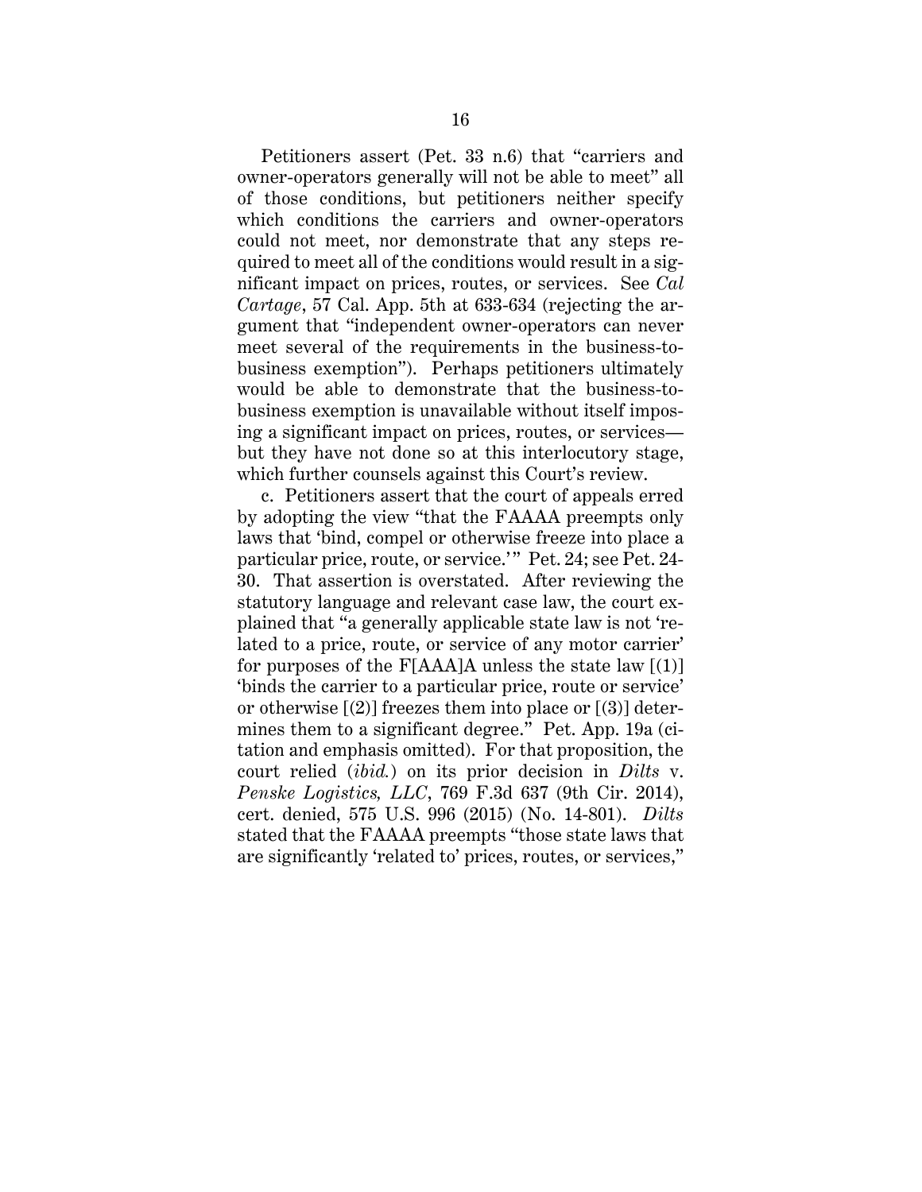Petitioners assert (Pet. 33 n.6) that "carriers and owner-operators generally will not be able to meet" all of those conditions, but petitioners neither specify which conditions the carriers and owner-operators could not meet, nor demonstrate that any steps required to meet all of the conditions would result in a significant impact on prices, routes, or services. See *Cal Cartage*, 57 Cal. App. 5th at 633-634 (rejecting the argument that "independent owner-operators can never meet several of the requirements in the business-to-business exemption"). Perhaps petitioners ultimately would be able to demonstrate that the business-to-business exemption is unavailable without itself imposing a significant impact on prices, routes, or services—but they have not done so at this interlocutory stage, which further counsels against this Court's review.

c. Petitioners assert that the court of appeals erred by adopting the view "that the FAAAA preempts only laws that 'bind, compel or otherwise freeze into place a particular price, route, or service.'" Pet. 24; see Pet. 24-30. That assertion is overstated. After reviewing the statutory language and relevant case law, the court explained that "a generally applicable state law is not 'related to a price, route, or service of any motor carrier' for purposes of the F[AAA]A unless the state law [(1)] 'binds the carrier to a particular price, route or service' or otherwise [(2)] freezes them into place or [(3)] determines them to a significant degree." Pet. App. 19a (citation and emphasis omitted). For that proposition, the court relied (*ibid.*) on its prior decision in *Dilts* v. *Penske Logistics, LLC*, 769 F.3d 637 (9th Cir. 2014), cert. denied, 575 U.S. 996 (2015) (No. 14-801). *Dilts* stated that the FAAAA preempts "those state laws that are significantly 'related to' prices, routes, or services,"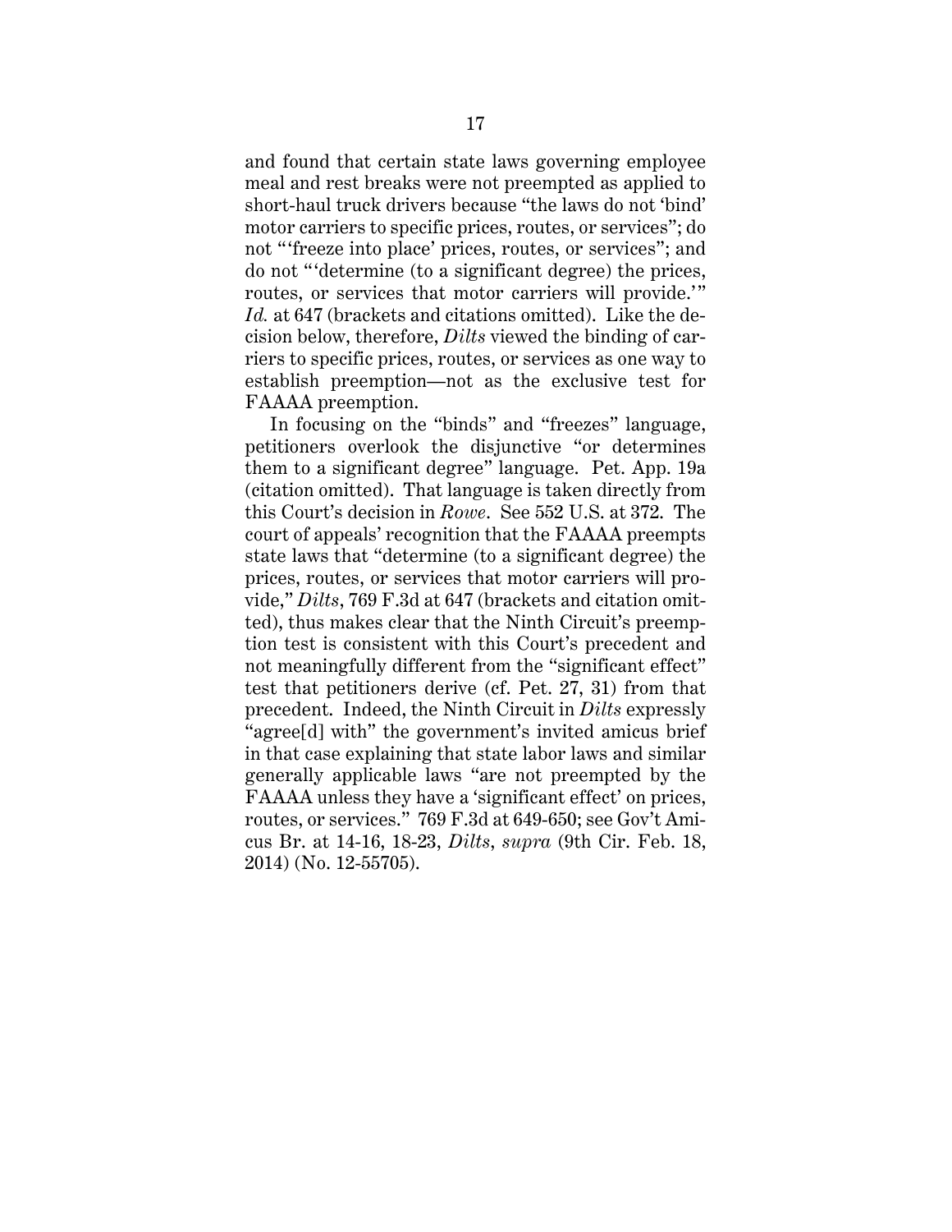and found that certain state laws governing employee meal and rest breaks were not preempted as applied to short-haul truck drivers because "the laws do not 'bind' motor carriers to specific prices, routes, or services"; do not "'freeze into place' prices, routes, or services"; and do not "'determine (to a significant degree) the prices, routes, or services that motor carriers will provide.'" *Id.* at 647 (brackets and citations omitted). Like the decision below, therefore, *Dilts* viewed the binding of carriers to specific prices, routes, or services as one way to establish preemption—not as the exclusive test for FAAAA preemption.

In focusing on the "binds" and "freezes" language, petitioners overlook the disjunctive "or determines them to a significant degree" language. Pet. App. 19a (citation omitted). That language is taken directly from this Court's decision in *Rowe*. See 552 U.S. at 372. The court of appeals' recognition that the FAAAA preempts state laws that "determine (to a significant degree) the prices, routes, or services that motor carriers will provide," *Dilts*, 769 F.3d at 647 (brackets and citation omitted), thus makes clear that the Ninth Circuit's preemption test is consistent with this Court's precedent and not meaningfully different from the "significant effect" test that petitioners derive (cf. Pet. 27, 31) from that precedent. Indeed, the Ninth Circuit in *Dilts* expressly "agree[d] with" the government's invited amicus brief in that case explaining that state labor laws and similar generally applicable laws "are not preempted by the FAAAA unless they have a 'significant effect' on prices, routes, or services." 769 F.3d at 649-650; see Gov't Amicus Br. at 14-16, 18-23, *Dilts*, *supra* (9th Cir. Feb. 18, 2014) (No. 12-55705).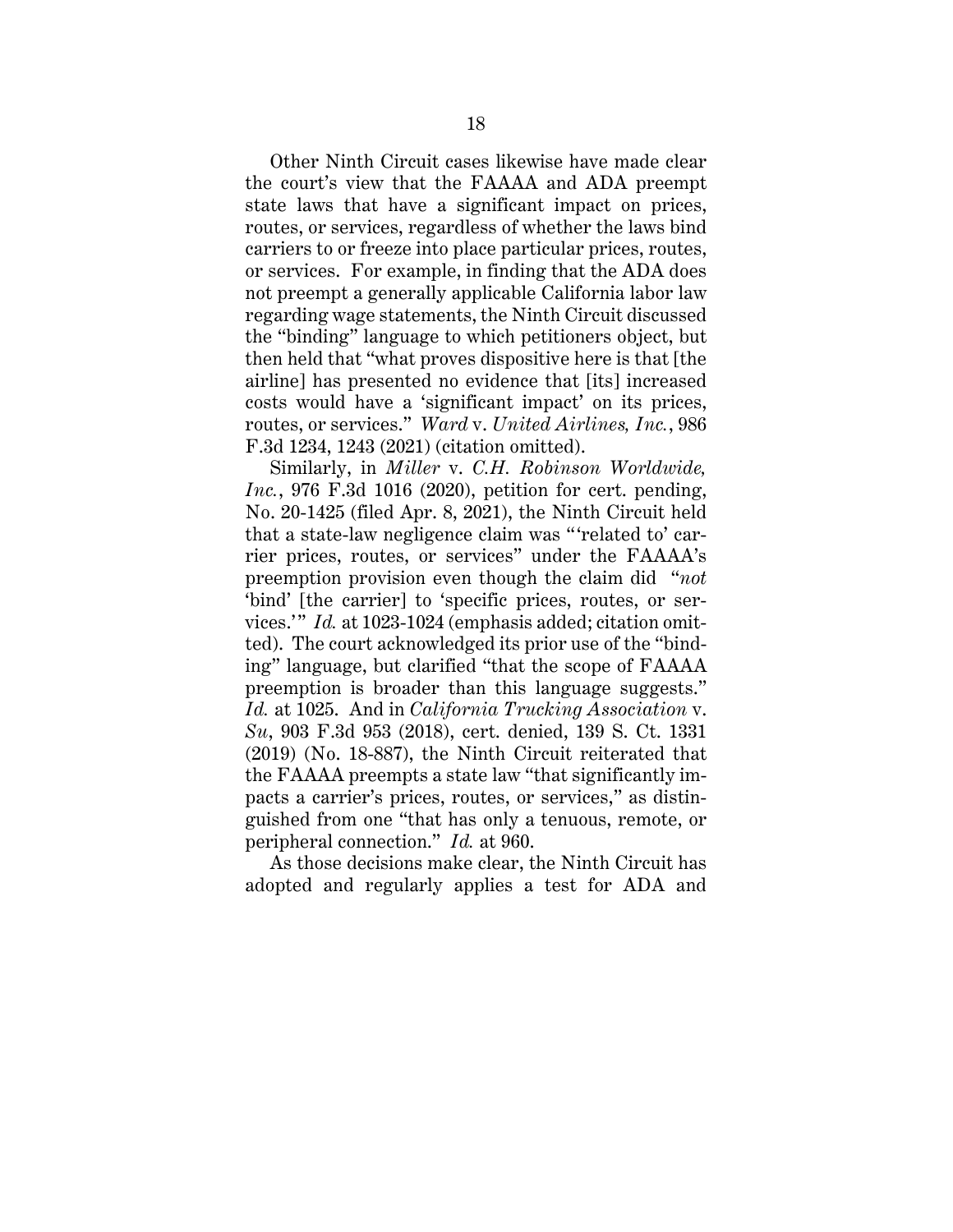Other Ninth Circuit cases likewise have made clear the court's view that the FAAAA and ADA preempt state laws that have a significant impact on prices, routes, or services, regardless of whether the laws bind carriers to or freeze into place particular prices, routes, or services. For example, in finding that the ADA does not preempt a generally applicable California labor law regarding wage statements, the Ninth Circuit discussed the "binding" language to which petitioners object, but then held that "what proves dispositive here is that [the airline] has presented no evidence that [its] increased costs would have a 'significant impact' on its prices, routes, or services." *Ward* v. *United Airlines, Inc.*, 986 F.3d 1234, 1243 (2021) (citation omitted).

Similarly, in *Miller* v. *C.H. Robinson Worldwide, Inc.*, 976 F.3d 1016 (2020), petition for cert. pending, No. 20-1425 (filed Apr. 8, 2021), the Ninth Circuit held that a state-law negligence claim was "'related to' carrier prices, routes, or services" under the FAAAA's preemption provision even though the claim did "*not* 'bind' [the carrier] to 'specific prices, routes, or services.'" *Id.* at 1023-1024 (emphasis added; citation omitted). The court acknowledged its prior use of the "binding" language, but clarified "that the scope of FAAAA preemption is broader than this language suggests." *Id.* at 1025. And in *California Trucking Association* v. *Su*, 903 F.3d 953 (2018), cert. denied, 139 S. Ct. 1331 (2019) (No. 18-887), the Ninth Circuit reiterated that the FAAAA preempts a state law "that significantly impacts a carrier's prices, routes, or services," as distinguished from one "that has only a tenuous, remote, or peripheral connection." *Id.* at 960.

As those decisions make clear, the Ninth Circuit has adopted and regularly applies a test for ADA and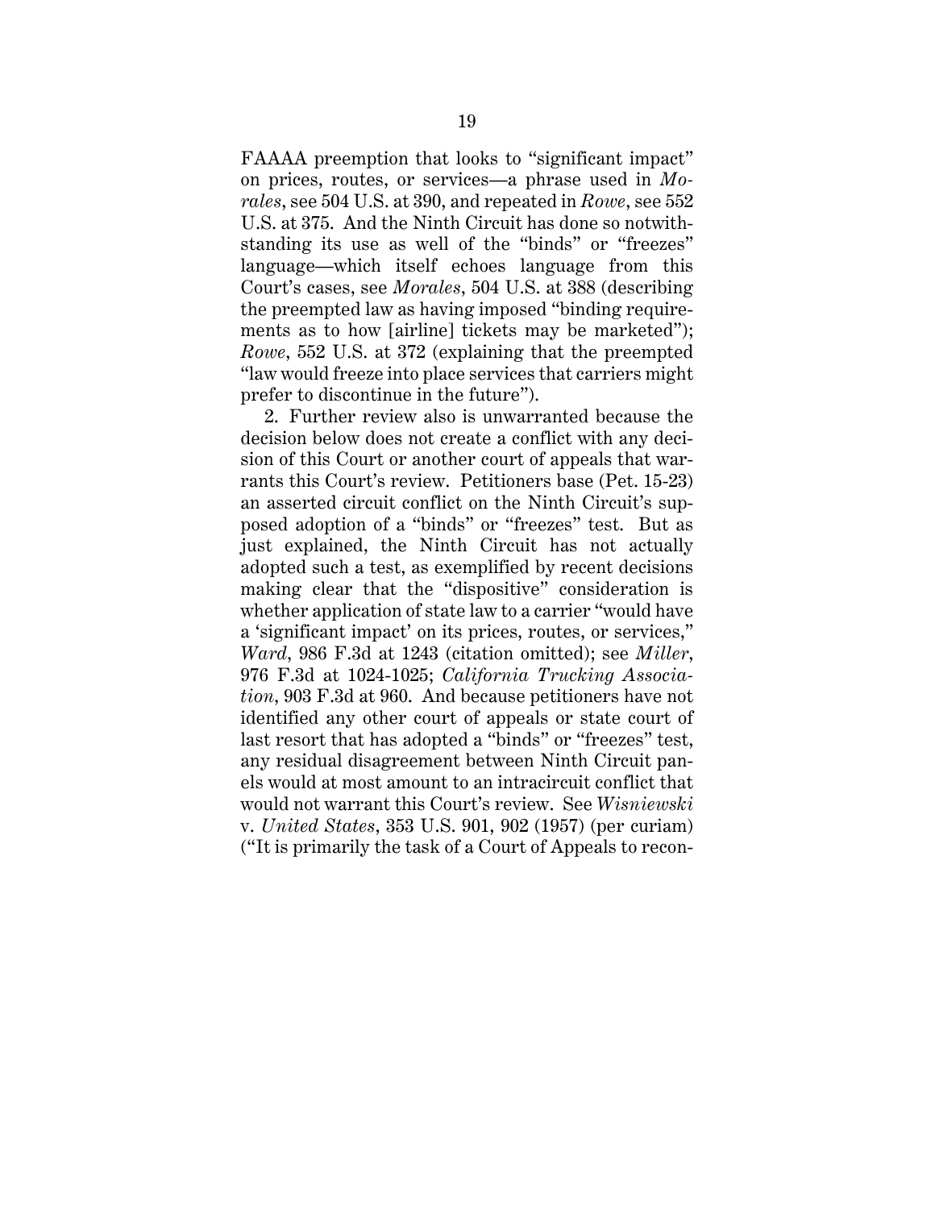FAAAA preemption that looks to "significant impact" on prices, routes, or services—a phrase used in *Morales*, see 504 U.S. at 390, and repeated in *Rowe*, see 552 U.S. at 375. And the Ninth Circuit has done so notwithstanding its use as well of the "binds" or "freezes" language—which itself echoes language from this Court's cases, see *Morales*, 504 U.S. at 388 (describing the preempted law as having imposed "binding requirements as to how [airline] tickets may be marketed"); *Rowe*, 552 U.S. at 372 (explaining that the preempted "law would freeze into place services that carriers might prefer to discontinue in the future").

2. Further review also is unwarranted because the decision below does not create a conflict with any decision of this Court or another court of appeals that warrants this Court's review. Petitioners base (Pet. 15-23) an asserted circuit conflict on the Ninth Circuit's supposed adoption of a "binds" or "freezes" test. But as just explained, the Ninth Circuit has not actually adopted such a test, as exemplified by recent decisions making clear that the "dispositive" consideration is whether application of state law to a carrier "would have a 'significant impact' on its prices, routes, or services," *Ward*, 986 F.3d at 1243 (citation omitted); see *Miller*, 976 F.3d at 1024-1025; *California Trucking Association*, 903 F.3d at 960. And because petitioners have not identified any other court of appeals or state court of last resort that has adopted a "binds" or "freezes" test, any residual disagreement between Ninth Circuit panels would at most amount to an intracircuit conflict that would not warrant this Court's review. See *Wisniewski* v. *United States*, 353 U.S. 901, 902 (1957) (per curiam) ("It is primarily the task of a Court of Appeals to recon-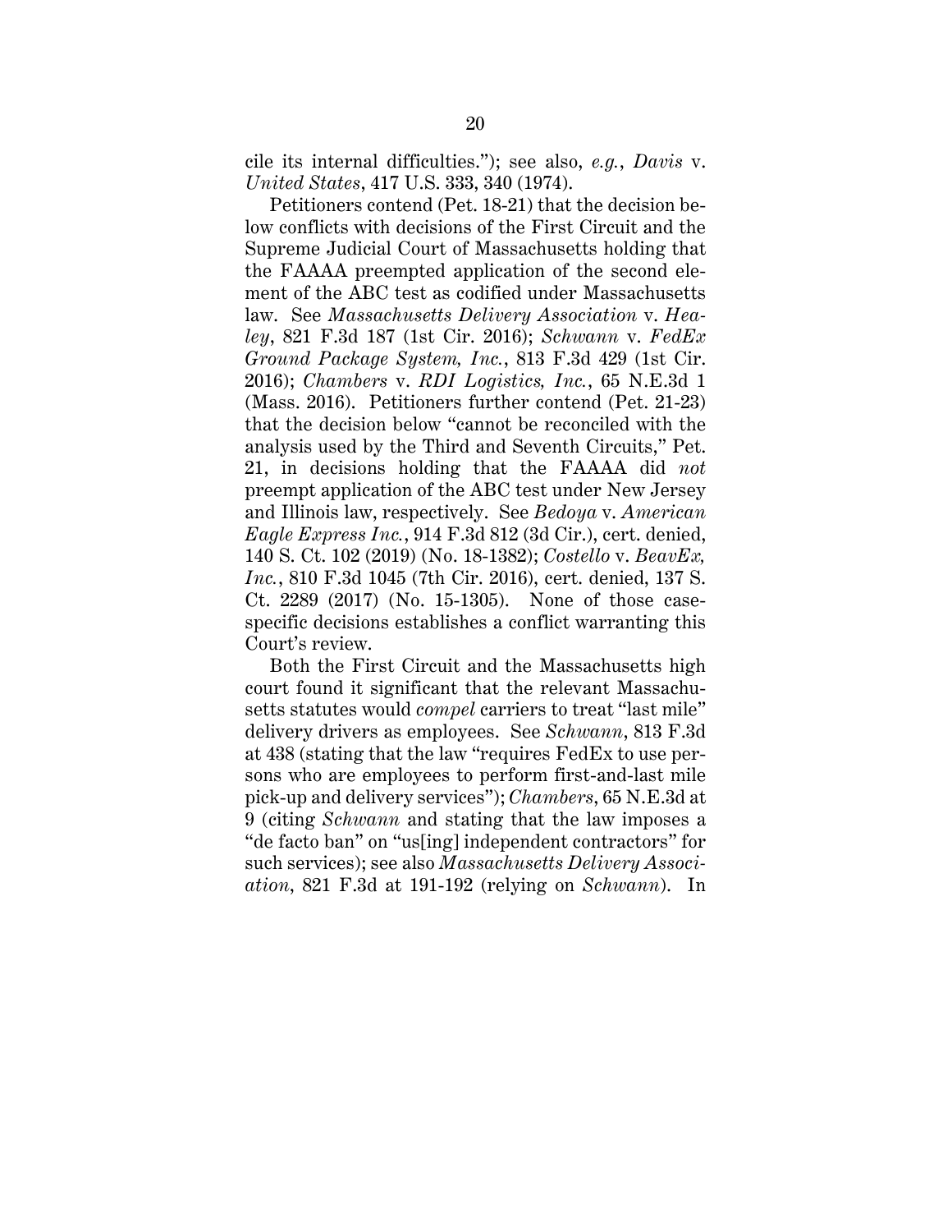cile its internal difficulties."); see also, *e.g.*, *Davis* v. *United States*, 417 U.S. 333, 340 (1974).

Petitioners contend (Pet. 18-21) that the decision below conflicts with decisions of the First Circuit and the Supreme Judicial Court of Massachusetts holding that the FAAAA preempted application of the second element of the ABC test as codified under Massachusetts law. See *Massachusetts Delivery Association* v. *Healey*, 821 F.3d 187 (1st Cir. 2016); *Schwann* v. *FedEx Ground Package System, Inc.*, 813 F.3d 429 (1st Cir. 2016); *Chambers* v. *RDI Logistics, Inc.*, 65 N.E.3d 1 (Mass. 2016). Petitioners further contend (Pet. 21-23) that the decision below "cannot be reconciled with the analysis used by the Third and Seventh Circuits," Pet. 21, in decisions holding that the FAAAA did *not* preempt application of the ABC test under New Jersey and Illinois law, respectively. See *Bedoya* v. *American Eagle Express Inc.*, 914 F.3d 812 (3d Cir.), cert. denied, 140 S. Ct. 102 (2019) (No. 18-1382); *Costello* v. *BeavEx, Inc.*, 810 F.3d 1045 (7th Cir. 2016), cert. denied, 137 S. Ct. 2289 (2017) (No. 15-1305). None of those case-specific decisions establishes a conflict warranting this Court's review.

Both the First Circuit and the Massachusetts high court found it significant that the relevant Massachusetts statutes would *compel* carriers to treat "last mile" delivery drivers as employees. See *Schwann*, 813 F.3d at 438 (stating that the law "requires FedEx to use persons who are employees to perform first-and-last mile pick-up and delivery services"); *Chambers*, 65 N.E.3d at 9 (citing *Schwann* and stating that the law imposes a "de facto ban" on "us[ing] independent contractors" for such services); see also *Massachusetts Delivery Association*, 821 F.3d at 191-192 (relying on *Schwann*). In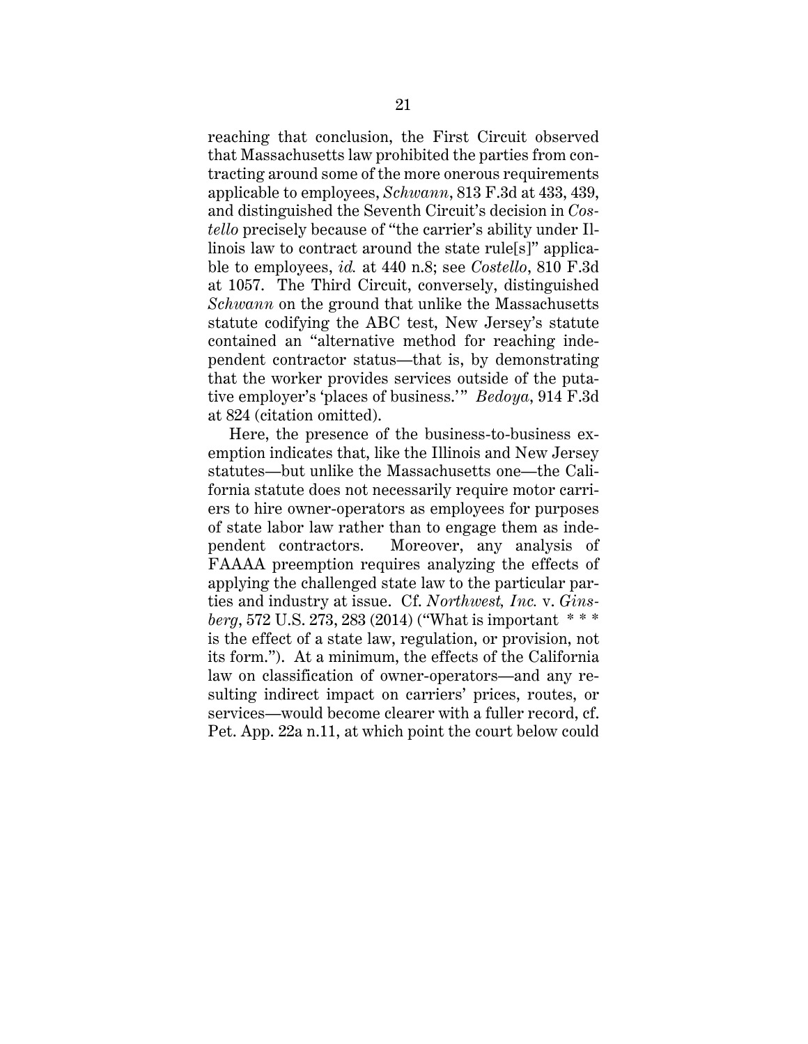reaching that conclusion, the First Circuit observed that Massachusetts law prohibited the parties from contracting around some of the more onerous requirements applicable to employees, *Schwann*, 813 F.3d at 433, 439, and distinguished the Seventh Circuit's decision in *Costello* precisely because of "the carrier's ability under Illinois law to contract around the state rule[s]" applicable to employees, *id.* at 440 n.8; see *Costello*, 810 F.3d at 1057. The Third Circuit, conversely, distinguished *Schwann* on the ground that unlike the Massachusetts statute codifying the ABC test, New Jersey's statute contained an "alternative method for reaching independent contractor status—that is, by demonstrating that the worker provides services outside of the putative employer's 'places of business.'" *Bedoya*, 914 F.3d at 824 (citation omitted).

Here, the presence of the business-to-business exemption indicates that, like the Illinois and New Jersey statutes—but unlike the Massachusetts one—the California statute does not necessarily require motor carriers to hire owner-operators as employees for purposes of state labor law rather than to engage them as independent contractors. Moreover, any analysis of FAAAA preemption requires analyzing the effects of applying the challenged state law to the particular parties and industry at issue. Cf. *Northwest, Inc.* v. *Ginsberg*, 572 U.S. 273, 283 (2014) ("What is important * * * is the effect of a state law, regulation, or provision, not its form."). At a minimum, the effects of the California law on classification of owner-operators—and any resulting indirect impact on carriers' prices, routes, or services—would become clearer with a fuller record, cf. Pet. App. 22a n.11, at which point the court below could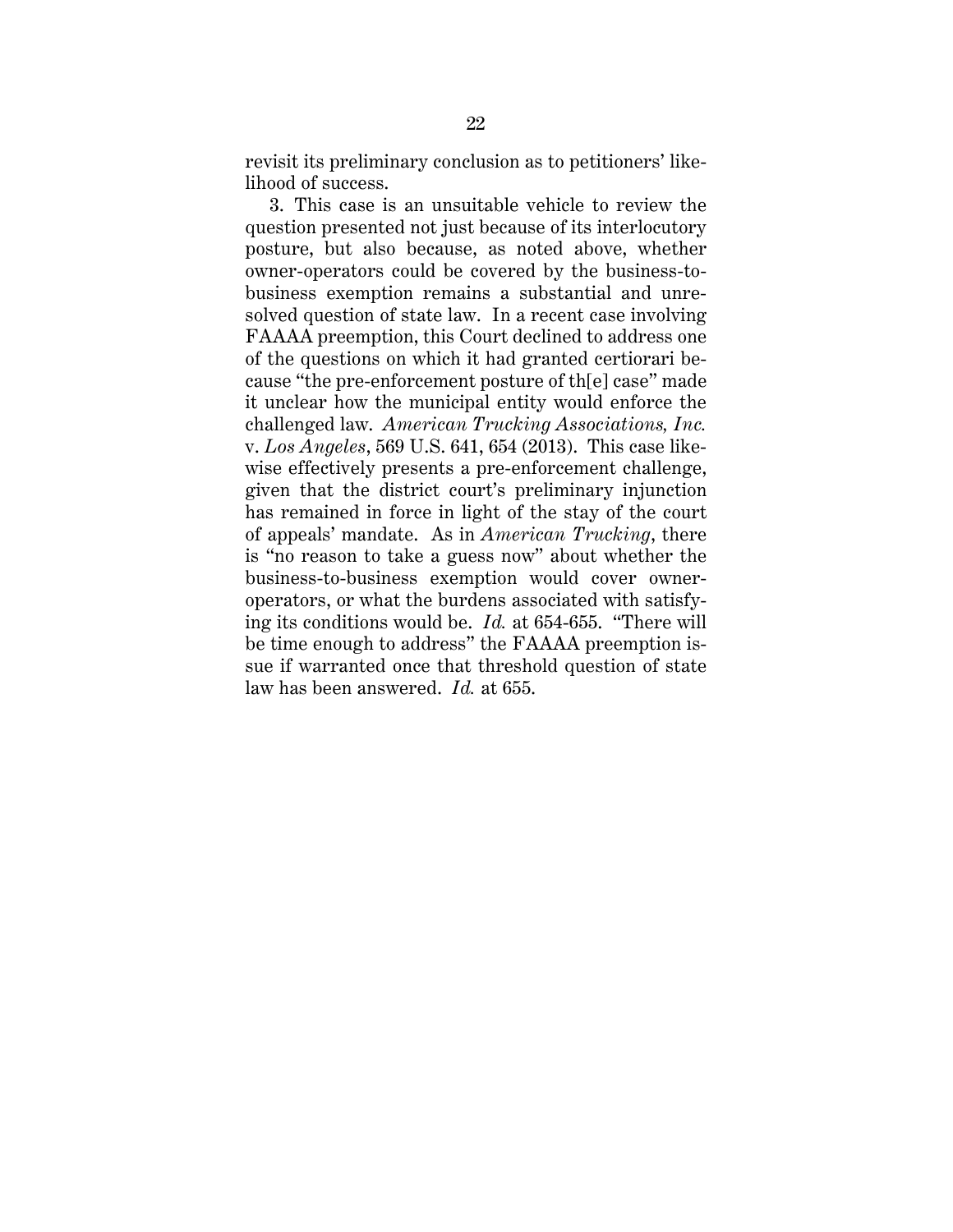revisit its preliminary conclusion as to petitioners' likelihood of success.

3. This case is an unsuitable vehicle to review the question presented not just because of its interlocutory posture, but also because, as noted above, whether owner-operators could be covered by the business-to-business exemption remains a substantial and unresolved question of state law. In a recent case involving FAAAA preemption, this Court declined to address one of the questions on which it had granted certiorari because "the pre-enforcement posture of th[e] case" made it unclear how the municipal entity would enforce the challenged law. *American Trucking Associations, Inc.* v. *Los Angeles*, 569 U.S. 641, 654 (2013). This case likewise effectively presents a pre-enforcement challenge, given that the district court's preliminary injunction has remained in force in light of the stay of the court of appeals' mandate. As in *American Trucking*, there is "no reason to take a guess now" about whether the business-to-business exemption would cover owner-operators, or what the burdens associated with satisfying its conditions would be. *Id.* at 654-655. "There will be time enough to address" the FAAAA preemption issue if warranted once that threshold question of state law has been answered. *Id.* at 655.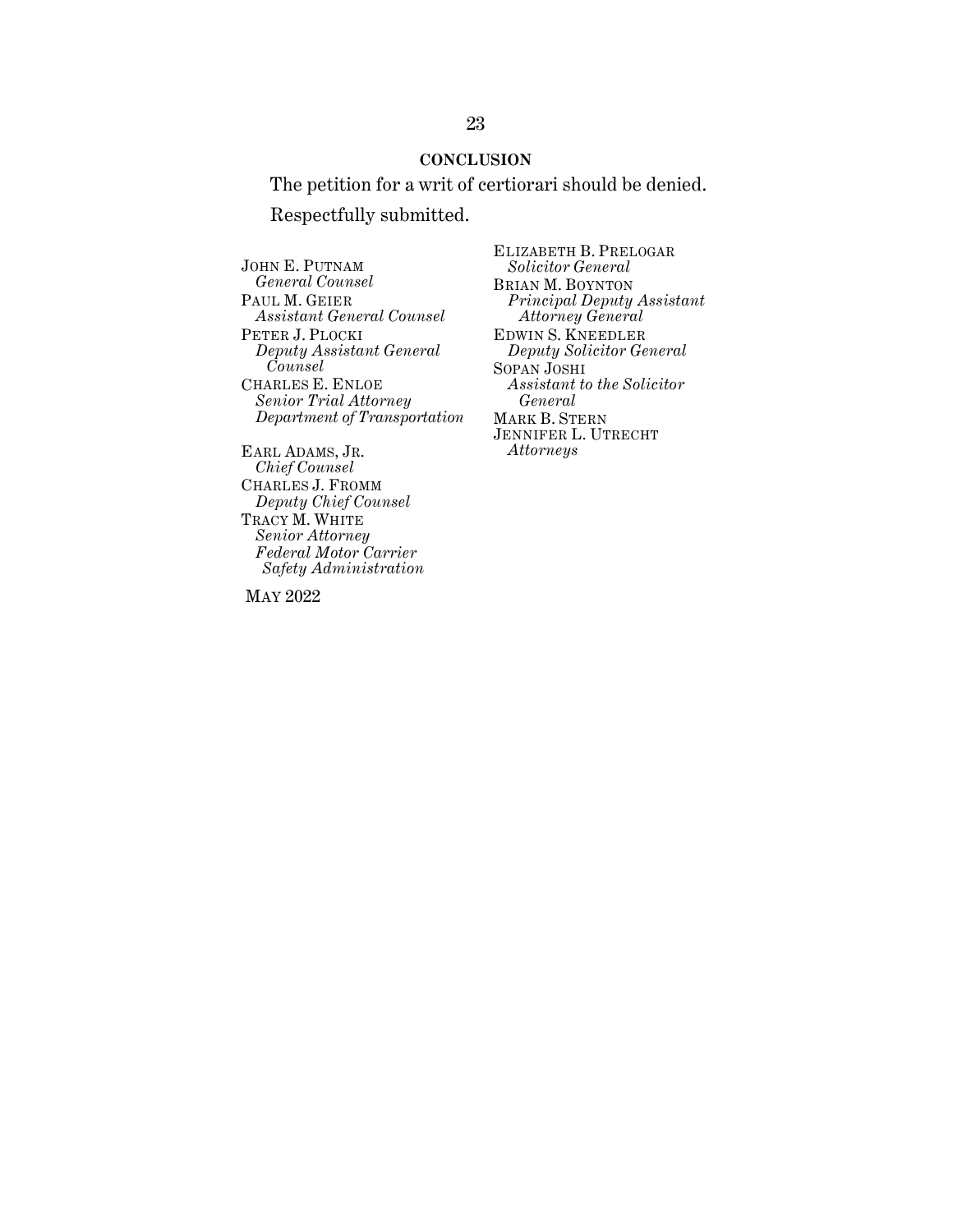## CONCLUSION

The petition for a writ of certiorari should be denied.

Respectfully submitted.

ELIZABETH B. PRELOGAR
*Solicitor General*
BRIAN M. BOYNTON
*Principal Deputy Assistant Attorney General*
EDWIN S. KNEEDLER
*Deputy Solicitor General*
SOPAN JOSHI
*Assistant to the Solicitor General*
MARK B. STERN
JENNIFER L. UTRECHT
*Attorneys*

JOHN E. PUTNAM
*General Counsel*
PAUL M. GEIER
*Assistant General Counsel*
PETER J. PLOCKI
*Deputy Assistant General Counsel*
CHARLES E. ENLOE
*Senior Trial Attorney*
*Department of Transportation*

EARL ADAMS, JR.
*Chief Counsel*
CHARLES J. FROMM
*Deputy Chief Counsel*
TRACY M. WHITE
*Senior Attorney*
*Federal Motor Carrier Safety Administration*

MAY 2022